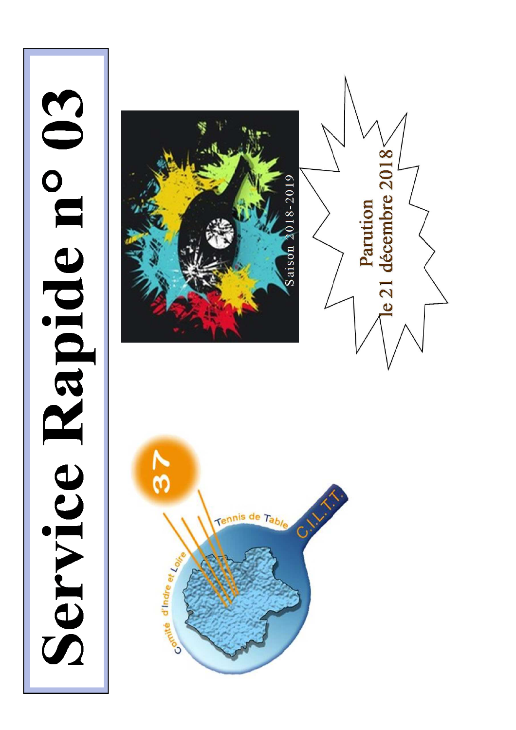# Service Rapide n° 03

Saison 2018-2019

**Parution le 21 décembre 2018**

Comité d'Indre et Loire Tennis de Table C.I.L.T.T. 37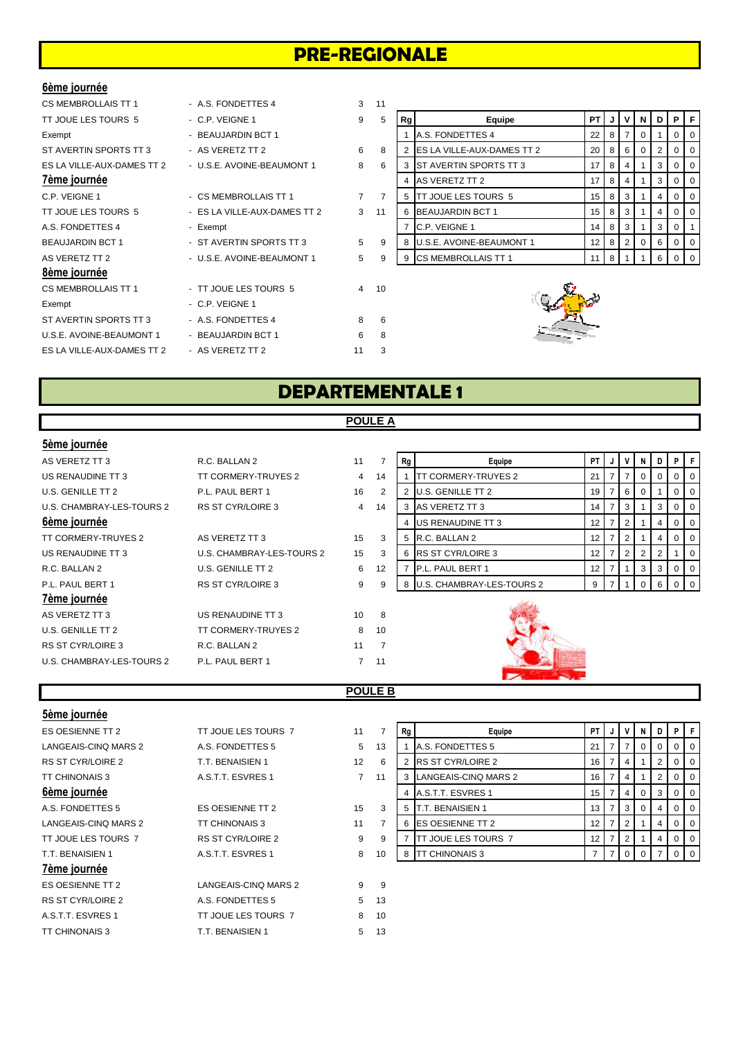# PRE-REGIONALE

### 6ème journée

| | | | |
|---|---|---|---|
| CS MEMBROLLAIS TT 1 | - A.S. FONDETTES 4 | 3 | 11 |
| TT JOUE LES TOURS 5 | - C.P. VEIGNE 1 | 9 | 5 |
| Exempt | - BEAUJARDIN BCT 1 | | |
| ST AVERTIN SPORTS TT 3 | - AS VERETZ TT 2 | 6 | 8 |
| ES LA VILLE-AUX-DAMES TT 2 | - U.S.E. AVOINE-BEAUMONT 1 | 8 | 6 |

### 7ème journée

| | | | |
|---|---|---|---|
| C.P. VEIGNE 1 | - CS MEMBROLLAIS TT 1 | 7 | 7 |
| TT JOUE LES TOURS 5 | - ES LA VILLE-AUX-DAMES TT 2 | 3 | 11 |
| A.S. FONDETTES 4 | - Exempt | | |
| BEAUJARDIN BCT 1 | - ST AVERTIN SPORTS TT 3 | 5 | 9 |
| AS VERETZ TT 2 | - U.S.E. AVOINE-BEAUMONT 1 | 5 | 9 |

### 8ème journée

| | | | |
|---|---|---|---|
| CS MEMBROLLAIS TT 1 | - TT JOUE LES TOURS 5 | 4 | 10 |
| Exempt | - C.P. VEIGNE 1 | | |
| ST AVERTIN SPORTS TT 3 | - A.S. FONDETTES 4 | 8 | 6 |
| U.S.E. AVOINE-BEAUMONT 1 | - BEAUJARDIN BCT 1 | 6 | 8 |
| ES LA VILLE-AUX-DAMES TT 2 | - AS VERETZ TT 2 | 11 | 3 |

| Rg | Equipe | PT | J | V | N | D | P | F |
|---|---|---|---|---|---|---|---|---|
| 1 | A.S. FONDETTES 4 | 22 | 8 | 7 | 0 | 1 | 0 | 0 |
| 2 | ES LA VILLE-AUX-DAMES TT 2 | 20 | 8 | 6 | 0 | 2 | 0 | 0 |
| 3 | ST AVERTIN SPORTS TT 3 | 17 | 8 | 4 | 1 | 3 | 0 | 0 |
| 4 | AS VERETZ TT 2 | 17 | 8 | 4 | 1 | 3 | 0 | 0 |
| 5 | TT JOUE LES TOURS 5 | 15 | 8 | 3 | 1 | 4 | 0 | 0 |
| 6 | BEAUJARDIN BCT 1 | 15 | 8 | 3 | 1 | 4 | 0 | 0 |
| 7 | C.P. VEIGNE 1 | 14 | 8 | 3 | 1 | 3 | 0 | 1 |
| 8 | U.S.E. AVOINE-BEAUMONT 1 | 12 | 8 | 2 | 0 | 6 | 0 | 0 |
| 9 | CS MEMBROLLAIS TT 1 | 11 | 8 | 1 | 1 | 6 | 0 | 0 |

# DEPARTEMENTALE 1

## POULE A

### 5ème journée

| | | | |
|---|---|---|---|
| AS VERETZ TT 3 | R.C. BALLAN 2 | 11 | 7 |
| US RENAUDINE TT 3 | TT CORMERY-TRUYES 2 | 4 | 14 |
| U.S. GENILLE TT 2 | P.L. PAUL BERT 1 | 16 | 2 |
| U.S. CHAMBRAY-LES-TOURS 2 | RS ST CYR/LOIRE 3 | 4 | 14 |

### 6ème journée

| | | | |
|---|---|---|---|
| TT CORMERY-TRUYES 2 | AS VERETZ TT 3 | 15 | 3 |
| US RENAUDINE TT 3 | U.S. CHAMBRAY-LES-TOURS 2 | 15 | 3 |
| R.C. BALLAN 2 | U.S. GENILLE TT 2 | 6 | 12 |
| P.L. PAUL BERT 1 | RS ST CYR/LOIRE 3 | 9 | 9 |

### 7ème journée

| | | | |
|---|---|---|---|
| AS VERETZ TT 3 | US RENAUDINE TT 3 | 10 | 8 |
| U.S. GENILLE TT 2 | TT CORMERY-TRUYES 2 | 8 | 10 |
| RS ST CYR/LOIRE 3 | R.C. BALLAN 2 | 11 | 7 |
| U.S. CHAMBRAY-LES-TOURS 2 | P.L. PAUL BERT 1 | 7 | 11 |

| Rg | Equipe | PT | J | V | N | D | P | F |
|---|---|---|---|---|---|---|---|---|
| 1 | TT CORMERY-TRUYES 2 | 21 | 7 | 7 | 0 | 0 | 0 | 0 |
| 2 | U.S. GENILLE TT 2 | 19 | 7 | 6 | 0 | 1 | 0 | 0 |
| 3 | AS VERETZ TT 3 | 14 | 7 | 3 | 1 | 3 | 0 | 0 |
| 4 | US RENAUDINE TT 3 | 12 | 7 | 2 | 1 | 4 | 0 | 0 |
| 5 | R.C. BALLAN 2 | 12 | 7 | 2 | 1 | 4 | 0 | 0 |
| 6 | RS ST CYR/LOIRE 3 | 12 | 7 | 2 | 2 | 2 | 1 | 0 |
| 7 | P.L. PAUL BERT 1 | 12 | 7 | 1 | 3 | 3 | 0 | 0 |
| 8 | U.S. CHAMBRAY-LES-TOURS 2 | 9 | 7 | 1 | 0 | 6 | 0 | 0 |

## POULE B

### 5ème journée

| | | | |
|---|---|---|---|
| ES OESIENNE TT 2 | TT JOUE LES TOURS 7 | 11 | 7 |
| LANGEAIS-CINQ MARS 2 | A.S. FONDETTES 5 | 5 | 13 |
| RS ST CYR/LOIRE 2 | T.T. BENAISIEN 1 | 12 | 6 |
| TT CHINONAIS 3 | A.S.T.T. ESVRES 1 | 7 | 11 |

### 6ème journée

| | | | |
|---|---|---|---|
| A.S. FONDETTES 5 | ES OESIENNE TT 2 | 15 | 3 |
| LANGEAIS-CINQ MARS 2 | TT CHINONAIS 3 | 11 | 7 |
| TT JOUE LES TOURS 7 | RS ST CYR/LOIRE 2 | 9 | 9 |
| T.T. BENAISIEN 1 | A.S.T.T. ESVRES 1 | 8 | 10 |

### 7ème journée

| | | | |
|---|---|---|---|
| ES OESIENNE TT 2 | LANGEAIS-CINQ MARS 2 | 9 | 9 |
| RS ST CYR/LOIRE 2 | A.S. FONDETTES 5 | 5 | 13 |
| A.S.T.T. ESVRES 1 | TT JOUE LES TOURS 7 | 8 | 10 |
| TT CHINONAIS 3 | T.T. BENAISIEN 1 | 5 | 13 |

| Rg | Equipe | PT | J | V | N | D | P | F |
|---|---|---|---|---|---|---|---|---|
| 1 | A.S. FONDETTES 5 | 21 | 7 | 7 | 0 | 0 | 0 | 0 |
| 2 | RS ST CYR/LOIRE 2 | 16 | 7 | 4 | 1 | 2 | 0 | 0 |
| 3 | LANGEAIS-CINQ MARS 2 | 16 | 7 | 4 | 1 | 2 | 0 | 0 |
| 4 | A.S.T.T. ESVRES 1 | 15 | 7 | 4 | 0 | 3 | 0 | 0 |
| 5 | T.T. BENAISIEN 1 | 13 | 7 | 3 | 0 | 4 | 0 | 0 |
| 6 | ES OESIENNE TT 2 | 12 | 7 | 2 | 1 | 4 | 0 | 0 |
| 7 | TT JOUE LES TOURS 7 | 12 | 7 | 2 | 1 | 4 | 0 | 0 |
| 8 | TT CHINONAIS 3 | 7 | 7 | 0 | 0 | 7 | 0 | 0 |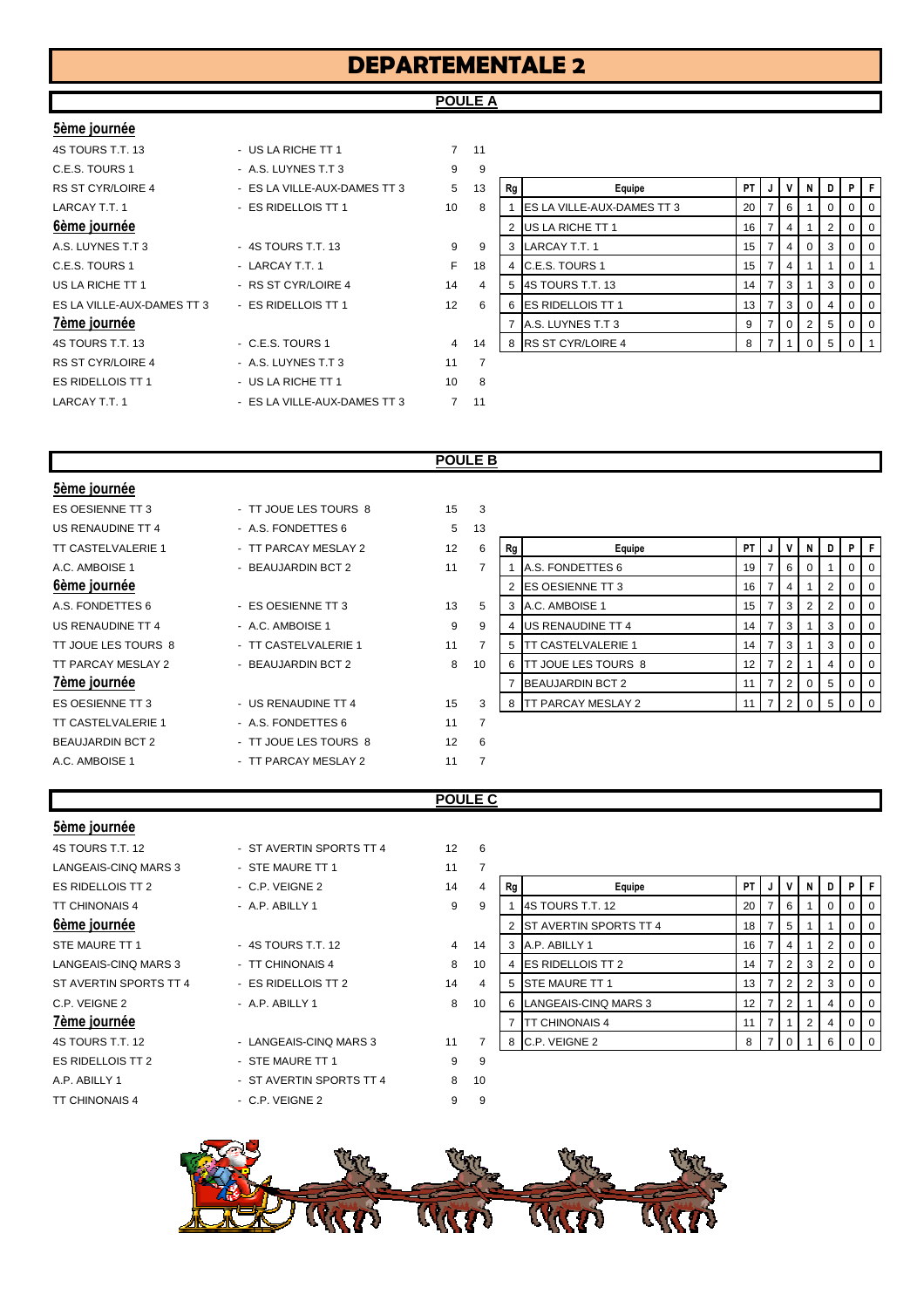# DEPARTEMENTALE 2

## POULE A

**5ème journée**

| | | | |
|---|---|---|---|
| 4S TOURS T.T. 13 | - US LA RICHE TT 1 | 7 | 11 |
| C.E.S. TOURS 1 | - A.S. LUYNES T.T 3 | 9 | 9 |
| RS ST CYR/LOIRE 4 | - ES LA VILLE-AUX-DAMES TT 3 | 5 | 13 |
| LARCAY T.T. 1 | - ES RIDELLOIS TT 1 | 10 | 8 |

**6ème journée**

| | | | |
|---|---|---|---|
| A.S. LUYNES T.T 3 | - 4S TOURS T.T. 13 | 9 | 9 |
| C.E.S. TOURS 1 | - LARCAY T.T. 1 | F | 18 |
| US LA RICHE TT 1 | - RS ST CYR/LOIRE 4 | 14 | 4 |
| ES LA VILLE-AUX-DAMES TT 3 | - ES RIDELLOIS TT 1 | 12 | 6 |

**7ème journée**

| | | | |
|---|---|---|---|
| 4S TOURS T.T. 13 | - C.E.S. TOURS 1 | 4 | 14 |
| RS ST CYR/LOIRE 4 | - A.S. LUYNES T.T 3 | 11 | 7 |
| ES RIDELLOIS TT 1 | - US LA RICHE TT 1 | 10 | 8 |
| LARCAY T.T. 1 | - ES LA VILLE-AUX-DAMES TT 3 | 7 | 11 |

| Rg | Equipe | PT | J | V | N | D | P | F |
|---|---|---|---|---|---|---|---|---|
| 1 | ES LA VILLE-AUX-DAMES TT 3 | 20 | 7 | 6 | 1 | 0 | 0 | 0 |
| 2 | US LA RICHE TT 1 | 16 | 7 | 4 | 1 | 2 | 0 | 0 |
| 3 | LARCAY T.T. 1 | 15 | 7 | 4 | 0 | 3 | 0 | 0 |
| 4 | C.E.S. TOURS 1 | 15 | 7 | 4 | 1 | 1 | 0 | 1 |
| 5 | 4S TOURS T.T. 13 | 14 | 7 | 3 | 1 | 3 | 0 | 0 |
| 6 | ES RIDELLOIS TT 1 | 13 | 7 | 3 | 0 | 4 | 0 | 0 |
| 7 | A.S. LUYNES T.T 3 | 9 | 7 | 0 | 2 | 5 | 0 | 0 |
| 8 | RS ST CYR/LOIRE 4 | 8 | 7 | 1 | 0 | 5 | 0 | 1 |

## POULE B

**5ème journée**

| | | | |
|---|---|---|---|
| ES OESIENNE TT 3 | - TT JOUE LES TOURS 8 | 15 | 3 |
| US RENAUDINE TT 4 | - A.S. FONDETTES 6 | 5 | 13 |
| TT CASTELVALERIE 1 | - TT PARCAY MESLAY 2 | 12 | 6 |
| A.C. AMBOISE 1 | - BEAUJARDIN BCT 2 | 11 | 7 |

**6ème journée**

| | | | |
|---|---|---|---|
| A.S. FONDETTES 6 | - ES OESIENNE TT 3 | 13 | 5 |
| US RENAUDINE TT 4 | - A.C. AMBOISE 1 | 9 | 9 |
| TT JOUE LES TOURS 8 | - TT CASTELVALERIE 1 | 11 | 7 |
| TT PARCAY MESLAY 2 | - BEAUJARDIN BCT 2 | 8 | 10 |

**7ème journée**

| | | | |
|---|---|---|---|
| ES OESIENNE TT 3 | - US RENAUDINE TT 4 | 15 | 3 |
| TT CASTELVALERIE 1 | - A.S. FONDETTES 6 | 11 | 7 |
| BEAUJARDIN BCT 2 | - TT JOUE LES TOURS 8 | 12 | 6 |
| A.C. AMBOISE 1 | - TT PARCAY MESLAY 2 | 11 | 7 |

| Rg | Equipe | PT | J | V | N | D | P | F |
|---|---|---|---|---|---|---|---|---|
| 1 | A.S. FONDETTES 6 | 19 | 7 | 6 | 0 | 1 | 0 | 0 |
| 2 | ES OESIENNE TT 3 | 16 | 7 | 4 | 1 | 2 | 0 | 0 |
| 3 | A.C. AMBOISE 1 | 15 | 7 | 3 | 2 | 2 | 0 | 0 |
| 4 | US RENAUDINE TT 4 | 14 | 7 | 3 | 1 | 3 | 0 | 0 |
| 5 | TT CASTELVALERIE 1 | 14 | 7 | 3 | 1 | 3 | 0 | 0 |
| 6 | TT JOUE LES TOURS 8 | 12 | 7 | 2 | 1 | 4 | 0 | 0 |
| 7 | BEAUJARDIN BCT 2 | 11 | 7 | 2 | 0 | 5 | 0 | 0 |
| 8 | TT PARCAY MESLAY 2 | 11 | 7 | 2 | 0 | 5 | 0 | 0 |

## POULE C

**5ème journée**

| | | | |
|---|---|---|---|
| 4S TOURS T.T. 12 | - ST AVERTIN SPORTS TT 4 | 12 | 6 |
| LANGEAIS-CINQ MARS 3 | - STE MAURE TT 1 | 11 | 7 |
| ES RIDELLOIS TT 2 | - C.P. VEIGNE 2 | 14 | 4 |
| TT CHINONAIS 4 | - A.P. ABILLY 1 | 9 | 9 |

**6ème journée**

| | | | |
|---|---|---|---|
| STE MAURE TT 1 | - 4S TOURS T.T. 12 | 4 | 14 |
| LANGEAIS-CINQ MARS 3 | - TT CHINONAIS 4 | 8 | 10 |
| ST AVERTIN SPORTS TT 4 | - ES RIDELLOIS TT 2 | 14 | 4 |
| C.P. VEIGNE 2 | - A.P. ABILLY 1 | 8 | 10 |

**7ème journée**

| | | | |
|---|---|---|---|
| 4S TOURS T.T. 12 | - LANGEAIS-CINQ MARS 3 | 11 | 7 |
| ES RIDELLOIS TT 2 | - STE MAURE TT 1 | 9 | 9 |
| A.P. ABILLY 1 | - ST AVERTIN SPORTS TT 4 | 8 | 10 |
| TT CHINONAIS 4 | - C.P. VEIGNE 2 | 9 | 9 |

| Rg | Equipe | PT | J | V | N | D | P | F |
|---|---|---|---|---|---|---|---|---|
| 1 | 4S TOURS T.T. 12 | 20 | 7 | 6 | 1 | 0 | 0 | 0 |
| 2 | ST AVERTIN SPORTS TT 4 | 18 | 7 | 5 | 1 | 1 | 0 | 0 |
| 3 | A.P. ABILLY 1 | 16 | 7 | 4 | 1 | 2 | 0 | 0 |
| 4 | ES RIDELLOIS TT 2 | 14 | 7 | 2 | 3 | 2 | 0 | 0 |
| 5 | STE MAURE TT 1 | 13 | 7 | 2 | 2 | 3 | 0 | 0 |
| 6 | LANGEAIS-CINQ MARS 3 | 12 | 7 | 2 | 1 | 4 | 0 | 0 |
| 7 | TT CHINONAIS 4 | 11 | 7 | 1 | 2 | 4 | 0 | 0 |
| 8 | C.P. VEIGNE 2 | 8 | 7 | 0 | 1 | 6 | 0 | 0 |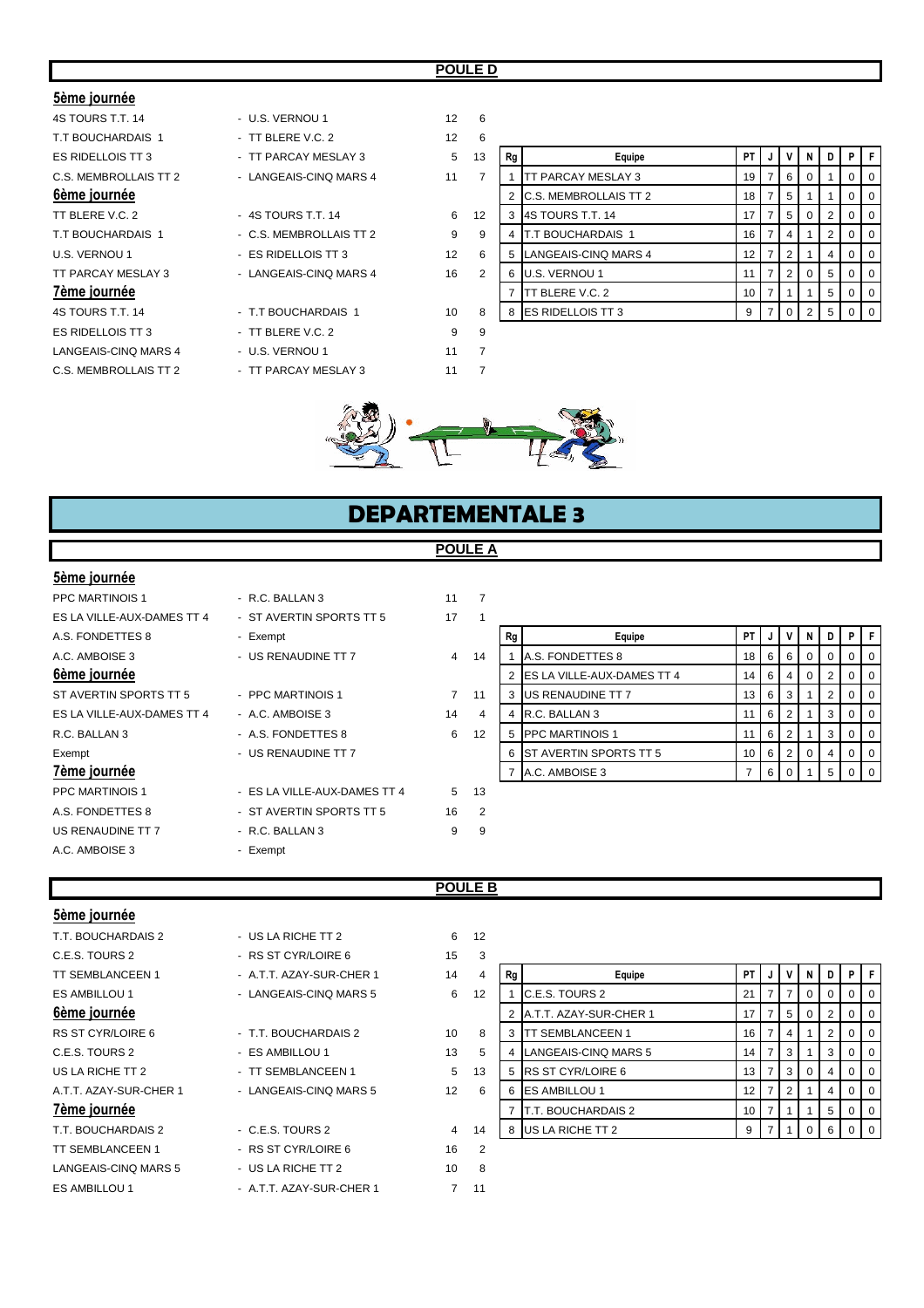## POULE D

**5ème journée**

| | | | |
|---|---|---|---|
| 4S TOURS T.T. 14 | - U.S. VERNOU 1 | 12 | 6 |
| T.T BOUCHARDAIS 1 | - TT BLERE V.C. 2 | 12 | 6 |
| ES RIDELLOIS TT 3 | - TT PARCAY MESLAY 3 | 5 | 13 |
| C.S. MEMBROLLAIS TT 2 | - LANGEAIS-CINQ MARS 4 | 11 | 7 |

**6ème journée**

| | | | |
|---|---|---|---|
| TT BLERE V.C. 2 | - 4S TOURS T.T. 14 | 6 | 12 |
| T.T BOUCHARDAIS 1 | - C.S. MEMBROLLAIS TT 2 | 9 | 9 |
| U.S. VERNOU 1 | - ES RIDELLOIS TT 3 | 12 | 6 |
| TT PARCAY MESLAY 3 | - LANGEAIS-CINQ MARS 4 | 16 | 2 |

**7ème journée**

| | | | |
|---|---|---|---|
| 4S TOURS T.T. 14 | - T.T BOUCHARDAIS 1 | 10 | 8 |
| ES RIDELLOIS TT 3 | - TT BLERE V.C. 2 | 9 | 9 |
| LANGEAIS-CINQ MARS 4 | - U.S. VERNOU 1 | 11 | 7 |
| C.S. MEMBROLLAIS TT 2 | - TT PARCAY MESLAY 3 | 11 | 7 |

| Rg | Equipe | PT | J | V | N | D | P | F |
|---|---|---|---|---|---|---|---|---|
| 1 | TT PARCAY MESLAY 3 | 19 | 7 | 6 | 0 | 1 | 0 | 0 |
| 2 | C.S. MEMBROLLAIS TT 2 | 18 | 7 | 5 | 1 | 1 | 0 | 0 |
| 3 | 4S TOURS T.T. 14 | 17 | 7 | 5 | 0 | 2 | 0 | 0 |
| 4 | T.T BOUCHARDAIS 1 | 16 | 7 | 4 | 1 | 2 | 0 | 0 |
| 5 | LANGEAIS-CINQ MARS 4 | 12 | 7 | 2 | 1 | 4 | 0 | 0 |
| 6 | U.S. VERNOU 1 | 11 | 7 | 2 | 0 | 5 | 0 | 0 |
| 7 | TT BLERE V.C. 2 | 10 | 7 | 1 | 1 | 5 | 0 | 0 |
| 8 | ES RIDELLOIS TT 3 | 9 | 7 | 0 | 2 | 5 | 0 | 0 |

# DEPARTEMENTALE 3

## POULE A

**5ème journée**

| | | | |
|---|---|---|---|
| PPC MARTINOIS 1 | - R.C. BALLAN 3 | 11 | 7 |
| ES LA VILLE-AUX-DAMES TT 4 | - ST AVERTIN SPORTS TT 5 | 17 | 1 |
| A.S. FONDETTES 8 | - Exempt | | |
| A.C. AMBOISE 3 | - US RENAUDINE TT 7 | 4 | 14 |

**6ème journée**

| | | | |
|---|---|---|---|
| ST AVERTIN SPORTS TT 5 | - PPC MARTINOIS 1 | 7 | 11 |
| ES LA VILLE-AUX-DAMES TT 4 | - A.C. AMBOISE 3 | 14 | 4 |
| R.C. BALLAN 3 | - A.S. FONDETTES 8 | 6 | 12 |
| Exempt | - US RENAUDINE TT 7 | | |

**7ème journée**

| | | | |
|---|---|---|---|
| PPC MARTINOIS 1 | - ES LA VILLE-AUX-DAMES TT 4 | 5 | 13 |
| A.S. FONDETTES 8 | - ST AVERTIN SPORTS TT 5 | 16 | 2 |
| US RENAUDINE TT 7 | - R.C. BALLAN 3 | 9 | 9 |
| A.C. AMBOISE 3 | - Exempt | | |

| Rg | Equipe | PT | J | V | N | D | P | F |
|---|---|---|---|---|---|---|---|---|
| 1 | A.S. FONDETTES 8 | 18 | 6 | 6 | 0 | 0 | 0 | 0 |
| 2 | ES LA VILLE-AUX-DAMES TT 4 | 14 | 6 | 4 | 0 | 2 | 0 | 0 |
| 3 | US RENAUDINE TT 7 | 13 | 6 | 3 | 1 | 2 | 0 | 0 |
| 4 | R.C. BALLAN 3 | 11 | 6 | 2 | 1 | 3 | 0 | 0 |
| 5 | PPC MARTINOIS 1 | 11 | 6 | 2 | 1 | 3 | 0 | 0 |
| 6 | ST AVERTIN SPORTS TT 5 | 10 | 6 | 2 | 0 | 4 | 0 | 0 |
| 7 | A.C. AMBOISE 3 | 7 | 6 | 0 | 1 | 5 | 0 | 0 |

## POULE B

**5ème journée**

| | | | |
|---|---|---|---|
| T.T. BOUCHARDAIS 2 | - US LA RICHE TT 2 | 6 | 12 |
| C.E.S. TOURS 2 | - RS ST CYR/LOIRE 6 | 15 | 3 |
| TT SEMBLANCEEN 1 | - A.T.T. AZAY-SUR-CHER 1 | 14 | 4 |
| ES AMBILLOU 1 | - LANGEAIS-CINQ MARS 5 | 6 | 12 |

**6ème journée**

| | | | |
|---|---|---|---|
| RS ST CYR/LOIRE 6 | - T.T. BOUCHARDAIS 2 | 10 | 8 |
| C.E.S. TOURS 2 | - ES AMBILLOU 1 | 13 | 5 |
| US LA RICHE TT 2 | - TT SEMBLANCEEN 1 | 5 | 13 |
| A.T.T. AZAY-SUR-CHER 1 | - LANGEAIS-CINQ MARS 5 | 12 | 6 |

**7ème journée**

| | | | |
|---|---|---|---|
| T.T. BOUCHARDAIS 2 | - C.E.S. TOURS 2 | 4 | 14 |
| TT SEMBLANCEEN 1 | - RS ST CYR/LOIRE 6 | 16 | 2 |
| LANGEAIS-CINQ MARS 5 | - US LA RICHE TT 2 | 10 | 8 |
| ES AMBILLOU 1 | - A.T.T. AZAY-SUR-CHER 1 | 7 | 11 |

| Rg | Equipe | PT | J | V | N | D | P | F |
|---|---|---|---|---|---|---|---|---|
| 1 | C.E.S. TOURS 2 | 21 | 7 | 7 | 0 | 0 | 0 | 0 |
| 2 | A.T.T. AZAY-SUR-CHER 1 | 17 | 7 | 5 | 0 | 2 | 0 | 0 |
| 3 | TT SEMBLANCEEN 1 | 16 | 7 | 4 | 1 | 2 | 0 | 0 |
| 4 | LANGEAIS-CINQ MARS 5 | 14 | 7 | 3 | 1 | 3 | 0 | 0 |
| 5 | RS ST CYR/LOIRE 6 | 13 | 7 | 3 | 0 | 4 | 0 | 0 |
| 6 | ES AMBILLOU 1 | 12 | 7 | 2 | 1 | 4 | 0 | 0 |
| 7 | T.T. BOUCHARDAIS 2 | 10 | 7 | 1 | 1 | 5 | 0 | 0 |
| 8 | US LA RICHE TT 2 | 9 | 7 | 1 | 0 | 6 | 0 | 0 |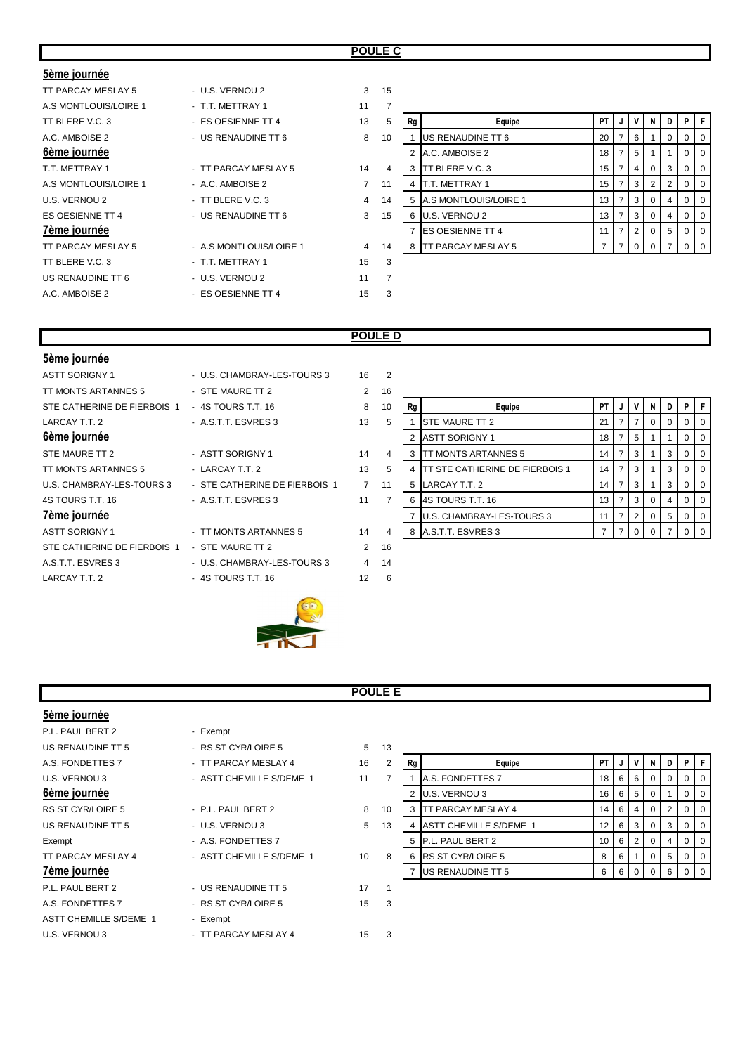## POULE C

### 5ème journée

| | | | |
|---|---|---|---|
| TT PARCAY MESLAY 5 | - U.S. VERNOU 2 | 3 | 15 |
| A.S MONTLOUIS/LOIRE 1 | - T.T. METTRAY 1 | 11 | 7 |
| TT BLERE V.C. 3 | - ES OESIENNE TT 4 | 13 | 5 |
| A.C. AMBOISE 2 | - US RENAUDINE TT 6 | 8 | 10 |

### 6ème journée

| | | | |
|---|---|---|---|
| T.T. METTRAY 1 | - TT PARCAY MESLAY 5 | 14 | 4 |
| A.S MONTLOUIS/LOIRE 1 | - A.C. AMBOISE 2 | 7 | 11 |
| U.S. VERNOU 2 | - TT BLERE V.C. 3 | 4 | 14 |
| ES OESIENNE TT 4 | - US RENAUDINE TT 6 | 3 | 15 |

### 7ème journée

| | | | |
|---|---|---|---|
| TT PARCAY MESLAY 5 | - A.S MONTLOUIS/LOIRE 1 | 4 | 14 |
| TT BLERE V.C. 3 | - T.T. METTRAY 1 | 15 | 3 |
| US RENAUDINE TT 6 | - U.S. VERNOU 2 | 11 | 7 |
| A.C. AMBOISE 2 | - ES OESIENNE TT 4 | 15 | 3 |

| Rg | Equipe | PT | J | V | N | D | P | F |
|---|---|---|---|---|---|---|---|---|
| 1 | US RENAUDINE TT 6 | 20 | 7 | 6 | 1 | 0 | 0 | 0 |
| 2 | A.C. AMBOISE 2 | 18 | 7 | 5 | 1 | 1 | 0 | 0 |
| 3 | TT BLERE V.C. 3 | 15 | 7 | 4 | 0 | 3 | 0 | 0 |
| 4 | T.T. METTRAY 1 | 15 | 7 | 3 | 2 | 2 | 0 | 0 |
| 5 | A.S MONTLOUIS/LOIRE 1 | 13 | 7 | 3 | 0 | 4 | 0 | 0 |
| 6 | U.S. VERNOU 2 | 13 | 7 | 3 | 0 | 4 | 0 | 0 |
| 7 | ES OESIENNE TT 4 | 11 | 7 | 2 | 0 | 5 | 0 | 0 |
| 8 | TT PARCAY MESLAY 5 | 7 | 7 | 0 | 0 | 7 | 0 | 0 |

## POULE D

### 5ème journée

| | | | |
|---|---|---|---|
| ASTT SORIGNY 1 | - U.S. CHAMBRAY-LES-TOURS 3 | 16 | 2 |
| TT MONTS ARTANNES 5 | - STE MAURE TT 2 | 2 | 16 |
| STE CATHERINE DE FIERBOIS 1 | - 4S TOURS T.T. 16 | 8 | 10 |
| LARCAY T.T. 2 | - A.S.T.T. ESVRES 3 | 13 | 5 |

### 6ème journée

| | | | |
|---|---|---|---|
| STE MAURE TT 2 | - ASTT SORIGNY 1 | 14 | 4 |
| TT MONTS ARTANNES 5 | - LARCAY T.T. 2 | 13 | 5 |
| U.S. CHAMBRAY-LES-TOURS 3 | - STE CATHERINE DE FIERBOIS 1 | 7 | 11 |
| 4S TOURS T.T. 16 | - A.S.T.T. ESVRES 3 | 11 | 7 |

### 7ème journée

| | | | |
|---|---|---|---|
| ASTT SORIGNY 1 | - TT MONTS ARTANNES 5 | 14 | 4 |
| STE CATHERINE DE FIERBOIS 1 | - STE MAURE TT 2 | 2 | 16 |
| A.S.T.T. ESVRES 3 | - U.S. CHAMBRAY-LES-TOURS 3 | 4 | 14 |
| LARCAY T.T. 2 | - 4S TOURS T.T. 16 | 12 | 6 |

| Rg | Equipe | PT | J | V | N | D | P | F |
|---|---|---|---|---|---|---|---|---|
| 1 | STE MAURE TT 2 | 21 | 7 | 7 | 0 | 0 | 0 | 0 |
| 2 | ASTT SORIGNY 1 | 18 | 7 | 5 | 1 | 1 | 0 | 0 |
| 3 | TT MONTS ARTANNES 5 | 14 | 7 | 3 | 1 | 3 | 0 | 0 |
| 4 | TT STE CATHERINE DE FIERBOIS 1 | 14 | 7 | 3 | 1 | 3 | 0 | 0 |
| 5 | LARCAY T.T. 2 | 14 | 7 | 3 | 1 | 3 | 0 | 0 |
| 6 | 4S TOURS T.T. 16 | 13 | 7 | 3 | 0 | 4 | 0 | 0 |
| 7 | U.S. CHAMBRAY-LES-TOURS 3 | 11 | 7 | 2 | 0 | 5 | 0 | 0 |
| 8 | A.S.T.T. ESVRES 3 | 7 | 7 | 0 | 0 | 7 | 0 | 0 |

## POULE E

### 5ème journée

| | | | |
|---|---|---|---|
| P.L. PAUL BERT 2 | - Exempt | | |
| US RENAUDINE TT 5 | - RS ST CYR/LOIRE 5 | 5 | 13 |
| A.S. FONDETTES 7 | - TT PARCAY MESLAY 4 | 16 | 2 |
| U.S. VERNOU 3 | - ASTT CHEMILLE S/DEME 1 | 11 | 7 |

### 6ème journée

| | | | |
|---|---|---|---|
| RS ST CYR/LOIRE 5 | - P.L. PAUL BERT 2 | 8 | 10 |
| US RENAUDINE TT 5 | - U.S. VERNOU 3 | 5 | 13 |
| Exempt | - A.S. FONDETTES 7 | | |
| TT PARCAY MESLAY 4 | - ASTT CHEMILLE S/DEME 1 | 10 | 8 |

### 7ème journée

| | | | |
|---|---|---|---|
| P.L. PAUL BERT 2 | - US RENAUDINE TT 5 | 17 | 1 |
| A.S. FONDETTES 7 | - RS ST CYR/LOIRE 5 | 15 | 3 |
| ASTT CHEMILLE S/DEME 1 | - Exempt | | |
| U.S. VERNOU 3 | - TT PARCAY MESLAY 4 | 15 | 3 |

| Rg | Equipe | PT | J | V | N | D | P | F |
|---|---|---|---|---|---|---|---|---|
| 1 | A.S. FONDETTES 7 | 18 | 6 | 6 | 0 | 0 | 0 | 0 |
| 2 | U.S. VERNOU 3 | 16 | 6 | 5 | 0 | 1 | 0 | 0 |
| 3 | TT PARCAY MESLAY 4 | 14 | 6 | 4 | 0 | 2 | 0 | 0 |
| 4 | ASTT CHEMILLE S/DEME 1 | 12 | 6 | 3 | 0 | 3 | 0 | 0 |
| 5 | P.L. PAUL BERT 2 | 10 | 6 | 2 | 0 | 4 | 0 | 0 |
| 6 | RS ST CYR/LOIRE 5 | 8 | 6 | 1 | 0 | 5 | 0 | 0 |
| 7 | US RENAUDINE TT 5 | 6 | 6 | 0 | 0 | 6 | 0 | 0 |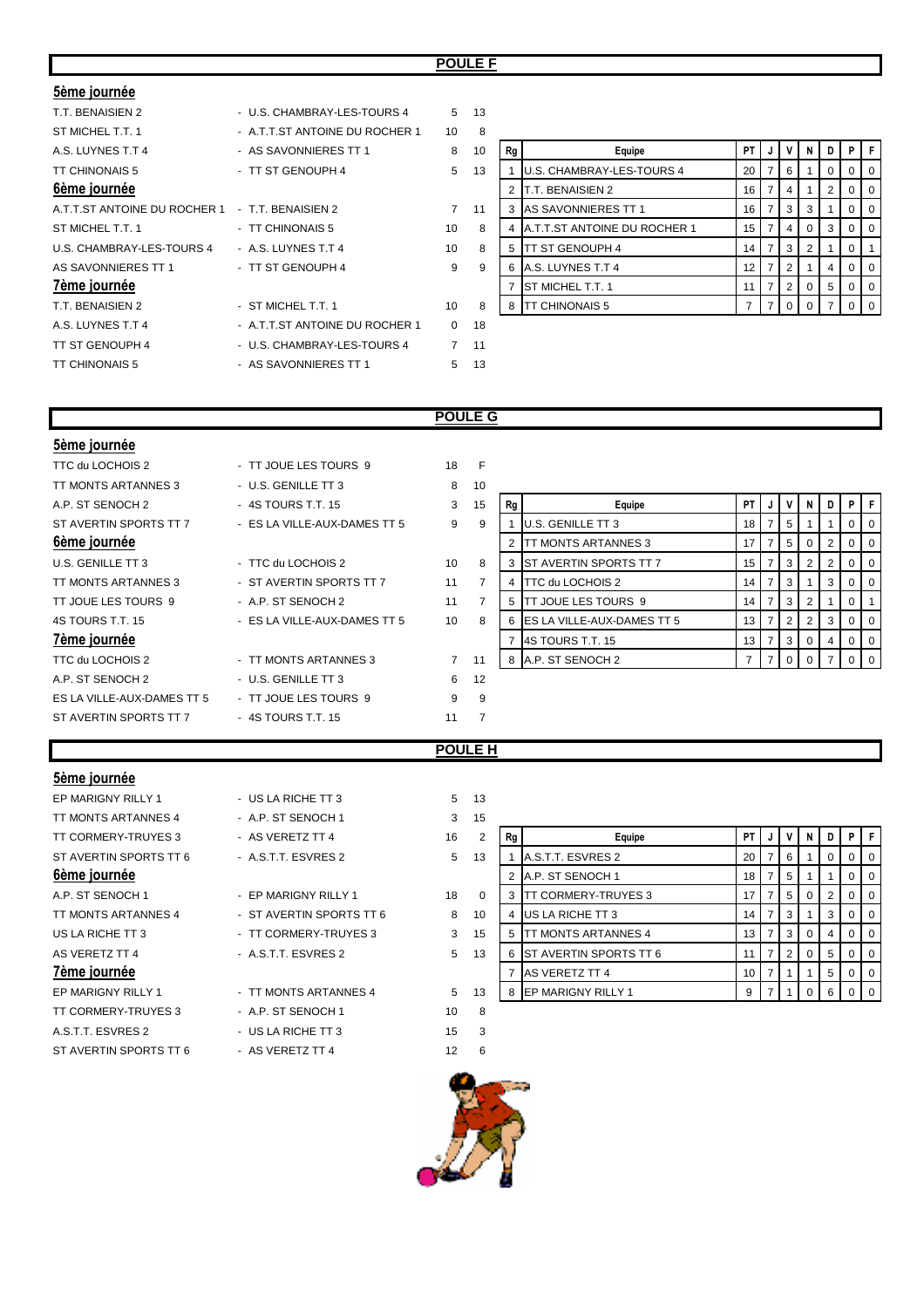## POULE F

### 5ème journée

| | | | |
|---|---|---|---|
| T.T. BENAISIEN 2 | - U.S. CHAMBRAY-LES-TOURS 4 | 5 | 13 |
| ST MICHEL T.T. 1 | - A.T.T.ST ANTOINE DU ROCHER 1 | 10 | 8 |
| A.S. LUYNES T.T 4 | - AS SAVONNIERES TT 1 | 8 | 10 |
| TT CHINONAIS 5 | - TT ST GENOUPH 4 | 5 | 13 |

### 6ème journée

| | | | |
|---|---|---|---|
| A.T.T.ST ANTOINE DU ROCHER 1 | - T.T. BENAISIEN 2 | 7 | 11 |
| ST MICHEL T.T. 1 | - TT CHINONAIS 5 | 10 | 8 |
| U.S. CHAMBRAY-LES-TOURS 4 | - A.S. LUYNES T.T 4 | 10 | 8 |
| AS SAVONNIERES TT 1 | - TT ST GENOUPH 4 | 9 | 9 |

### 7ème journée

| | | | |
|---|---|---|---|
| T.T. BENAISIEN 2 | - ST MICHEL T.T. 1 | 10 | 8 |
| A.S. LUYNES T.T 4 | - A.T.T.ST ANTOINE DU ROCHER 1 | 0 | 18 |
| TT ST GENOUPH 4 | - U.S. CHAMBRAY-LES-TOURS 4 | 7 | 11 |
| TT CHINONAIS 5 | - AS SAVONNIERES TT 1 | 5 | 13 |

| Rg | Equipe | PT | J | V | N | D | P | F |
|---|---|---|---|---|---|---|---|---|
| 1 | U.S. CHAMBRAY-LES-TOURS 4 | 20 | 7 | 6 | 1 | 0 | 0 | 0 |
| 2 | T.T. BENAISIEN 2 | 16 | 7 | 4 | 1 | 2 | 0 | 0 |
| 3 | AS SAVONNIERES TT 1 | 16 | 7 | 3 | 3 | 1 | 0 | 0 |
| 4 | A.T.T.ST ANTOINE DU ROCHER 1 | 15 | 7 | 4 | 0 | 3 | 0 | 0 |
| 5 | TT ST GENOUPH 4 | 14 | 7 | 3 | 2 | 1 | 0 | 1 |
| 6 | A.S. LUYNES T.T 4 | 12 | 7 | 2 | 1 | 4 | 0 | 0 |
| 7 | ST MICHEL T.T. 1 | 11 | 7 | 2 | 0 | 5 | 0 | 0 |
| 8 | TT CHINONAIS 5 | 7 | 7 | 0 | 0 | 7 | 0 | 0 |

## POULE G

### 5ème journée

| | | | |
|---|---|---|---|
| TTC du LOCHOIS 2 | - TT JOUE LES TOURS 9 | 18 | F |
| TT MONTS ARTANNES 3 | - U.S. GENILLE TT 3 | 8 | 10 |
| A.P. ST SENOCH 2 | - 4S TOURS T.T. 15 | 3 | 15 |
| ST AVERTIN SPORTS TT 7 | - ES LA VILLE-AUX-DAMES TT 5 | 9 | 9 |

### 6ème journée

| | | | |
|---|---|---|---|
| U.S. GENILLE TT 3 | - TTC du LOCHOIS 2 | 10 | 8 |
| TT MONTS ARTANNES 3 | - ST AVERTIN SPORTS TT 7 | 11 | 7 |
| TT JOUE LES TOURS 9 | - A.P. ST SENOCH 2 | 11 | 7 |
| 4S TOURS T.T. 15 | - ES LA VILLE-AUX-DAMES TT 5 | 10 | 8 |

### 7ème journée

| | | | |
|---|---|---|---|
| TTC du LOCHOIS 2 | - TT MONTS ARTANNES 3 | 7 | 11 |
| A.P. ST SENOCH 2 | - U.S. GENILLE TT 3 | 6 | 12 |
| ES LA VILLE-AUX-DAMES TT 5 | - TT JOUE LES TOURS 9 | 9 | 9 |
| ST AVERTIN SPORTS TT 7 | - 4S TOURS T.T. 15 | 11 | 7 |

| Rg | Equipe | PT | J | V | N | D | P | F |
|---|---|---|---|---|---|---|---|---|
| 1 | U.S. GENILLE TT 3 | 18 | 7 | 5 | 1 | 1 | 0 | 0 |
| 2 | TT MONTS ARTANNES 3 | 17 | 7 | 5 | 0 | 2 | 0 | 0 |
| 3 | ST AVERTIN SPORTS TT 7 | 15 | 7 | 3 | 2 | 2 | 0 | 0 |
| 4 | TTC du LOCHOIS 2 | 14 | 7 | 3 | 1 | 3 | 0 | 0 |
| 5 | TT JOUE LES TOURS 9 | 14 | 7 | 3 | 2 | 1 | 0 | 1 |
| 6 | ES LA VILLE-AUX-DAMES TT 5 | 13 | 7 | 2 | 2 | 3 | 0 | 0 |
| 7 | 4S TOURS T.T. 15 | 13 | 7 | 3 | 0 | 4 | 0 | 0 |
| 8 | A.P. ST SENOCH 2 | 7 | 7 | 0 | 0 | 7 | 0 | 0 |

## POULE H

### 5ème journée

| | | | |
|---|---|---|---|
| EP MARIGNY RILLY 1 | - US LA RICHE TT 3 | 5 | 13 |
| TT MONTS ARTANNES 4 | - A.P. ST SENOCH 1 | 3 | 15 |
| TT CORMERY-TRUYES 3 | - AS VERETZ TT 4 | 16 | 2 |
| ST AVERTIN SPORTS TT 6 | - A.S.T.T. ESVRES 2 | 5 | 13 |

### 6ème journée

| | | | |
|---|---|---|---|
| A.P. ST SENOCH 1 | - EP MARIGNY RILLY 1 | 18 | 0 |
| TT MONTS ARTANNES 4 | - ST AVERTIN SPORTS TT 6 | 8 | 10 |
| US LA RICHE TT 3 | - TT CORMERY-TRUYES 3 | 3 | 15 |
| AS VERETZ TT 4 | - A.S.T.T. ESVRES 2 | 5 | 13 |

### 7ème journée

| | | | |
|---|---|---|---|
| EP MARIGNY RILLY 1 | - TT MONTS ARTANNES 4 | 5 | 13 |
| TT CORMERY-TRUYES 3 | - A.P. ST SENOCH 1 | 10 | 8 |
| A.S.T.T. ESVRES 2 | - US LA RICHE TT 3 | 15 | 3 |
| ST AVERTIN SPORTS TT 6 | - AS VERETZ TT 4 | 12 | 6 |

| Rg | Equipe | PT | J | V | N | D | P | F |
|---|---|---|---|---|---|---|---|---|
| 1 | A.S.T.T. ESVRES 2 | 20 | 7 | 6 | 1 | 0 | 0 | 0 |
| 2 | A.P. ST SENOCH 1 | 18 | 7 | 5 | 1 | 1 | 0 | 0 |
| 3 | TT CORMERY-TRUYES 3 | 17 | 7 | 5 | 0 | 2 | 0 | 0 |
| 4 | US LA RICHE TT 3 | 14 | 7 | 3 | 1 | 3 | 0 | 0 |
| 5 | TT MONTS ARTANNES 4 | 13 | 7 | 3 | 0 | 4 | 0 | 0 |
| 6 | ST AVERTIN SPORTS TT 6 | 11 | 7 | 2 | 0 | 5 | 0 | 0 |
| 7 | AS VERETZ TT 4 | 10 | 7 | 1 | 1 | 5 | 0 | 0 |
| 8 | EP MARIGNY RILLY 1 | 9 | 7 | 1 | 0 | 6 | 0 | 0 |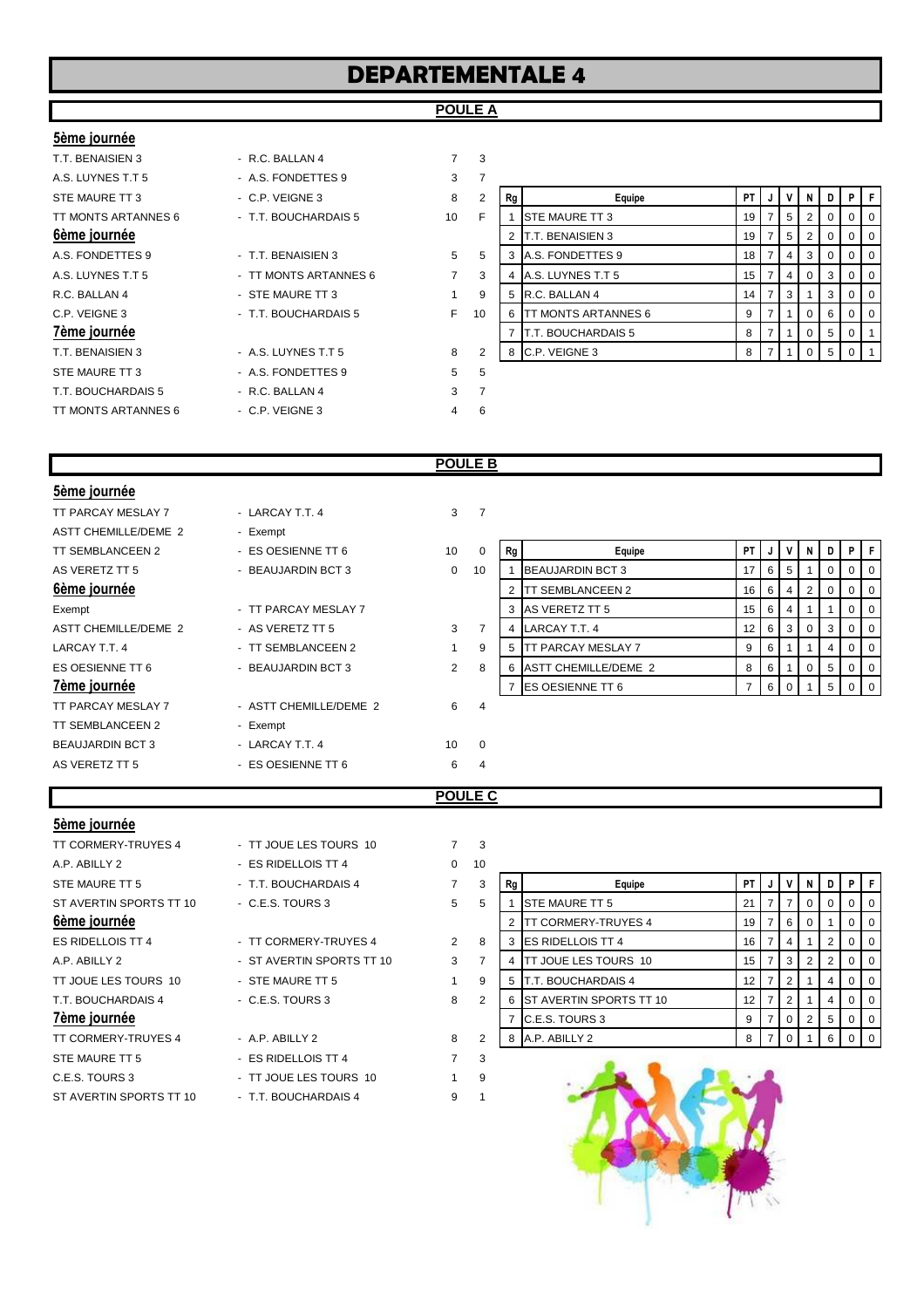# DEPARTEMENTALE 4

## POULE A

**5ème journée**

| | | | |
|---|---|---|---|
| T.T. BENAISIEN 3 | - R.C. BALLAN 4 | 7 | 3 |
| A.S. LUYNES T.T 5 | - A.S. FONDETTES 9 | 3 | 7 |
| STE MAURE TT 3 | - C.P. VEIGNE 3 | 8 | 2 |
| TT MONTS ARTANNES 6 | - T.T. BOUCHARDAIS 5 | 10 | F |

**6ème journée**

| | | | |
|---|---|---|---|
| A.S. FONDETTES 9 | - T.T. BENAISIEN 3 | 5 | 5 |
| A.S. LUYNES T.T 5 | - TT MONTS ARTANNES 6 | 7 | 3 |
| R.C. BALLAN 4 | - STE MAURE TT 3 | 1 | 9 |
| C.P. VEIGNE 3 | - T.T. BOUCHARDAIS 5 | F | 10 |

**7ème journée**

| | | | |
|---|---|---|---|
| T.T. BENAISIEN 3 | - A.S. LUYNES T.T 5 | 8 | 2 |
| STE MAURE TT 3 | - A.S. FONDETTES 9 | 5 | 5 |
| T.T. BOUCHARDAIS 5 | - R.C. BALLAN 4 | 3 | 7 |
| TT MONTS ARTANNES 6 | - C.P. VEIGNE 3 | 4 | 6 |

| Rg | Equipe | PT | J | V | N | D | P | F |
|---|---|---|---|---|---|---|---|---|
| 1 | STE MAURE TT 3 | 19 | 7 | 5 | 2 | 0 | 0 | 0 |
| 2 | T.T. BENAISIEN 3 | 19 | 7 | 5 | 2 | 0 | 0 | 0 |
| 3 | A.S. FONDETTES 9 | 18 | 7 | 4 | 3 | 0 | 0 | 0 |
| 4 | A.S. LUYNES T.T 5 | 15 | 7 | 4 | 0 | 3 | 0 | 0 |
| 5 | R.C. BALLAN 4 | 14 | 7 | 3 | 1 | 3 | 0 | 0 |
| 6 | TT MONTS ARTANNES 6 | 9 | 7 | 1 | 0 | 6 | 0 | 0 |
| 7 | T.T. BOUCHARDAIS 5 | 8 | 7 | 1 | 0 | 5 | 0 | 1 |
| 8 | C.P. VEIGNE 3 | 8 | 7 | 1 | 0 | 5 | 0 | 1 |

## POULE B

**5ème journée**

| | | | |
|---|---|---|---|
| TT PARCAY MESLAY 7 | - LARCAY T.T. 4 | 3 | 7 |
| ASTT CHEMILLE/DEME 2 | - Exempt | | |
| TT SEMBLANCEEN 2 | - ES OESIENNE TT 6 | 10 | 0 |
| AS VERETZ TT 5 | - BEAUJARDIN BCT 3 | 0 | 10 |

**6ème journée**

| | | | |
|---|---|---|---|
| Exempt | - TT PARCAY MESLAY 7 | | |
| ASTT CHEMILLE/DEME 2 | - AS VERETZ TT 5 | 3 | 7 |
| LARCAY T.T. 4 | - TT SEMBLANCEEN 2 | 1 | 9 |
| ES OESIENNE TT 6 | - BEAUJARDIN BCT 3 | 2 | 8 |

**7ème journée**

| | | | |
|---|---|---|---|
| TT PARCAY MESLAY 7 | - ASTT CHEMILLE/DEME 2 | 6 | 4 |
| TT SEMBLANCEEN 2 | - Exempt | | |
| BEAUJARDIN BCT 3 | - LARCAY T.T. 4 | 10 | 0 |
| AS VERETZ TT 5 | - ES OESIENNE TT 6 | 6 | 4 |

| Rg | Equipe | PT | J | V | N | D | P | F |
|---|---|---|---|---|---|---|---|---|
| 1 | BEAUJARDIN BCT 3 | 17 | 6 | 5 | 1 | 0 | 0 | 0 |
| 2 | TT SEMBLANCEEN 2 | 16 | 6 | 4 | 2 | 0 | 0 | 0 |
| 3 | AS VERETZ TT 5 | 15 | 6 | 4 | 1 | 1 | 0 | 0 |
| 4 | LARCAY T.T. 4 | 12 | 6 | 3 | 0 | 3 | 0 | 0 |
| 5 | TT PARCAY MESLAY 7 | 9 | 6 | 1 | 1 | 4 | 0 | 0 |
| 6 | ASTT CHEMILLE/DEME 2 | 8 | 6 | 1 | 0 | 5 | 0 | 0 |
| 7 | ES OESIENNE TT 6 | 7 | 6 | 0 | 1 | 5 | 0 | 0 |

## POULE C

**5ème journée**

| | | | |
|---|---|---|---|
| TT CORMERY-TRUYES 4 | - TT JOUE LES TOURS 10 | 7 | 3 |
| A.P. ABILLY 2 | - ES RIDELLOIS TT 4 | 0 | 10 |
| STE MAURE TT 5 | - T.T. BOUCHARDAIS 4 | 7 | 3 |
| ST AVERTIN SPORTS TT 10 | - C.E.S. TOURS 3 | 5 | 5 |

**6ème journée**

| | | | |
|---|---|---|---|
| ES RIDELLOIS TT 4 | - TT CORMERY-TRUYES 4 | 2 | 8 |
| A.P. ABILLY 2 | - ST AVERTIN SPORTS TT 10 | 3 | 7 |
| TT JOUE LES TOURS 10 | - STE MAURE TT 5 | 1 | 9 |
| T.T. BOUCHARDAIS 4 | - C.E.S. TOURS 3 | 8 | 2 |

**7ème journée**

| | | | |
|---|---|---|---|
| TT CORMERY-TRUYES 4 | - A.P. ABILLY 2 | 8 | 2 |
| STE MAURE TT 5 | - ES RIDELLOIS TT 4 | 7 | 3 |
| C.E.S. TOURS 3 | - TT JOUE LES TOURS 10 | 1 | 9 |
| ST AVERTIN SPORTS TT 10 | - T.T. BOUCHARDAIS 4 | 9 | 1 |

| Rg | Equipe | PT | J | V | N | D | P | F |
|---|---|---|---|---|---|---|---|---|
| 1 | STE MAURE TT 5 | 21 | 7 | 7 | 0 | 0 | 0 | 0 |
| 2 | TT CORMERY-TRUYES 4 | 19 | 7 | 6 | 0 | 1 | 0 | 0 |
| 3 | ES RIDELLOIS TT 4 | 16 | 7 | 4 | 1 | 2 | 0 | 0 |
| 4 | TT JOUE LES TOURS 10 | 15 | 7 | 3 | 2 | 2 | 0 | 0 |
| 5 | T.T. BOUCHARDAIS 4 | 12 | 7 | 2 | 1 | 4 | 0 | 0 |
| 6 | ST AVERTIN SPORTS TT 10 | 12 | 7 | 2 | 1 | 4 | 0 | 0 |
| 7 | C.E.S. TOURS 3 | 9 | 7 | 0 | 2 | 5 | 0 | 0 |
| 8 | A.P. ABILLY 2 | 8 | 7 | 0 | 1 | 6 | 0 | 0 |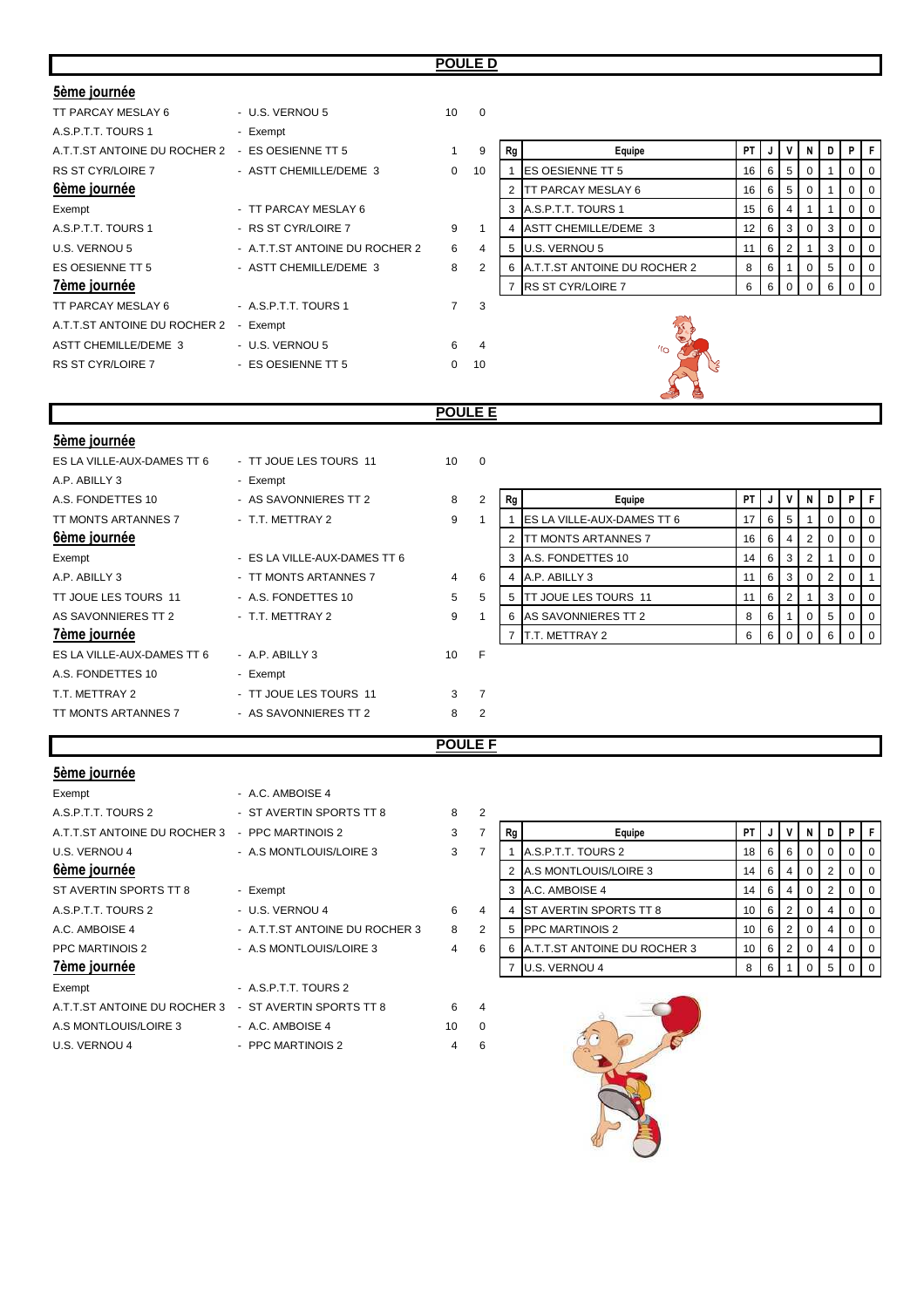## POULE D

### 5ème journée

| | | | |
|---|---|---|---|
| TT PARCAY MESLAY 6 | - U.S. VERNOU 5 | 10 | 0 |
| A.S.P.T.T. TOURS 1 | - Exempt | | |
| A.T.T.ST ANTOINE DU ROCHER 2 | - ES OESIENNE TT 5 | 1 | 9 |
| RS ST CYR/LOIRE 7 | - ASTT CHEMILLE/DEME 3 | 0 | 10 |

### 6ème journée

| | | | |
|---|---|---|---|
| Exempt | - TT PARCAY MESLAY 6 | | |
| A.S.P.T.T. TOURS 1 | - RS ST CYR/LOIRE 7 | 9 | 1 |
| U.S. VERNOU 5 | - A.T.T.ST ANTOINE DU ROCHER 2 | 6 | 4 |
| ES OESIENNE TT 5 | - ASTT CHEMILLE/DEME 3 | 8 | 2 |

### 7ème journée

| | | | |
|---|---|---|---|
| TT PARCAY MESLAY 6 | - A.S.P.T.T. TOURS 1 | 7 | 3 |
| A.T.T.ST ANTOINE DU ROCHER 2 | - Exempt | | |
| ASTT CHEMILLE/DEME 3 | - U.S. VERNOU 5 | 6 | 4 |
| RS ST CYR/LOIRE 7 | - ES OESIENNE TT 5 | 0 | 10 |

| Rg | Equipe | PT | J | V | N | D | P | F |
|---|---|---|---|---|---|---|---|---|
| 1 | ES OESIENNE TT 5 | 16 | 6 | 5 | 0 | 1 | 0 | 0 |
| 2 | TT PARCAY MESLAY 6 | 16 | 6 | 5 | 0 | 1 | 0 | 0 |
| 3 | A.S.P.T.T. TOURS 1 | 15 | 6 | 4 | 1 | 1 | 0 | 0 |
| 4 | ASTT CHEMILLE/DEME 3 | 12 | 6 | 3 | 0 | 3 | 0 | 0 |
| 5 | U.S. VERNOU 5 | 11 | 6 | 2 | 1 | 3 | 0 | 0 |
| 6 | A.T.T.ST ANTOINE DU ROCHER 2 | 8 | 6 | 1 | 0 | 5 | 0 | 0 |
| 7 | RS ST CYR/LOIRE 7 | 6 | 6 | 0 | 0 | 6 | 0 | 0 |

## POULE E

### 5ème journée

| | | | |
|---|---|---|---|
| ES LA VILLE-AUX-DAMES TT 6 | - TT JOUE LES TOURS 11 | 10 | 0 |
| A.P. ABILLY 3 | - Exempt | | |
| A.S. FONDETTES 10 | - AS SAVONNIERES TT 2 | 8 | 2 |
| TT MONTS ARTANNES 7 | - T.T. METTRAY 2 | 9 | 1 |

### 6ème journée

| | | | |
|---|---|---|---|
| Exempt | - ES LA VILLE-AUX-DAMES TT 6 | | |
| A.P. ABILLY 3 | - TT MONTS ARTANNES 7 | 4 | 6 |
| TT JOUE LES TOURS 11 | - A.S. FONDETTES 10 | 5 | 5 |
| AS SAVONNIERES TT 2 | - T.T. METTRAY 2 | 9 | 1 |

### 7ème journée

| | | | |
|---|---|---|---|
| ES LA VILLE-AUX-DAMES TT 6 | - A.P. ABILLY 3 | 10 | F |
| A.S. FONDETTES 10 | - Exempt | | |
| T.T. METTRAY 2 | - TT JOUE LES TOURS 11 | 3 | 7 |
| TT MONTS ARTANNES 7 | - AS SAVONNIERES TT 2 | 8 | 2 |

| Rg | Equipe | PT | J | V | N | D | P | F |
|---|---|---|---|---|---|---|---|---|
| 1 | ES LA VILLE-AUX-DAMES TT 6 | 17 | 6 | 5 | 1 | 0 | 0 | 0 |
| 2 | TT MONTS ARTANNES 7 | 16 | 6 | 4 | 2 | 0 | 0 | 0 |
| 3 | A.S. FONDETTES 10 | 14 | 6 | 3 | 2 | 1 | 0 | 0 |
| 4 | A.P. ABILLY 3 | 11 | 6 | 3 | 0 | 2 | 0 | 1 |
| 5 | TT JOUE LES TOURS 11 | 11 | 6 | 2 | 1 | 3 | 0 | 0 |
| 6 | AS SAVONNIERES TT 2 | 8 | 6 | 1 | 0 | 5 | 0 | 0 |
| 7 | T.T. METTRAY 2 | 6 | 6 | 0 | 0 | 6 | 0 | 0 |

## POULE F

### 5ème journée

| | | | |
|---|---|---|---|
| Exempt | - A.C. AMBOISE 4 | | |
| A.S.P.T.T. TOURS 2 | - ST AVERTIN SPORTS TT 8 | 8 | 2 |
| A.T.T.ST ANTOINE DU ROCHER 3 | - PPC MARTINOIS 2 | 3 | 7 |
| U.S. VERNOU 4 | - A.S MONTLOUIS/LOIRE 3 | 3 | 7 |

### 6ème journée

| | | | |
|---|---|---|---|
| ST AVERTIN SPORTS TT 8 | - Exempt | | |
| A.S.P.T.T. TOURS 2 | - U.S. VERNOU 4 | 6 | 4 |
| A.C. AMBOISE 4 | - A.T.T.ST ANTOINE DU ROCHER 3 | 8 | 2 |
| PPC MARTINOIS 2 | - A.S MONTLOUIS/LOIRE 3 | 4 | 6 |

### 7ème journée

| | | | |
|---|---|---|---|
| Exempt | - A.S.P.T.T. TOURS 2 | | |
| A.T.T.ST ANTOINE DU ROCHER 3 | - ST AVERTIN SPORTS TT 8 | 6 | 4 |
| A.S MONTLOUIS/LOIRE 3 | - A.C. AMBOISE 4 | 10 | 0 |
| U.S. VERNOU 4 | - PPC MARTINOIS 2 | 4 | 6 |

| Rg | Equipe | PT | J | V | N | D | P | F |
|---|---|---|---|---|---|---|---|---|
| 1 | A.S.P.T.T. TOURS 2 | 18 | 6 | 6 | 0 | 0 | 0 | 0 |
| 2 | A.S MONTLOUIS/LOIRE 3 | 14 | 6 | 4 | 0 | 2 | 0 | 0 |
| 3 | A.C. AMBOISE 4 | 14 | 6 | 4 | 0 | 2 | 0 | 0 |
| 4 | ST AVERTIN SPORTS TT 8 | 10 | 6 | 2 | 0 | 4 | 0 | 0 |
| 5 | PPC MARTINOIS 2 | 10 | 6 | 2 | 0 | 4 | 0 | 0 |
| 6 | A.T.T.ST ANTOINE DU ROCHER 3 | 10 | 6 | 2 | 0 | 4 | 0 | 0 |
| 7 | U.S. VERNOU 4 | 8 | 6 | 1 | 0 | 5 | 0 | 0 |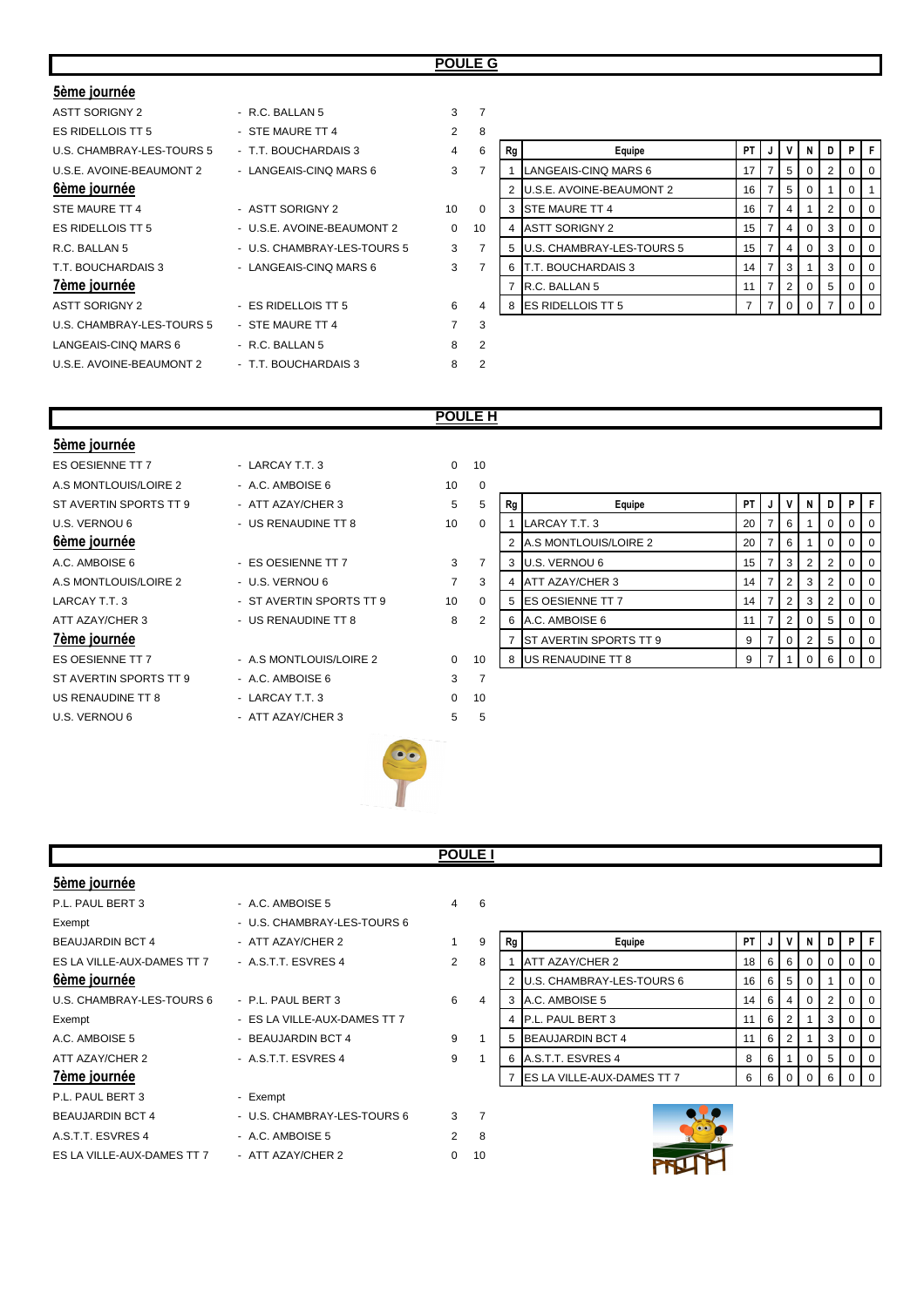## POULE G

### 5ème journée

| | | | |
|---|---|---|---|
| ASTT SORIGNY 2 | - R.C. BALLAN 5 | 3 | 7 |
| ES RIDELLOIS TT 5 | - STE MAURE TT 4 | 2 | 8 |
| U.S. CHAMBRAY-LES-TOURS 5 | - T.T. BOUCHARDAIS 3 | 4 | 6 |
| U.S.E. AVOINE-BEAUMONT 2 | - LANGEAIS-CINQ MARS 6 | 3 | 7 |

### 6ème journée

| | | | |
|---|---|---|---|
| STE MAURE TT 4 | - ASTT SORIGNY 2 | 10 | 0 |
| ES RIDELLOIS TT 5 | - U.S.E. AVOINE-BEAUMONT 2 | 0 | 10 |
| R.C. BALLAN 5 | - U.S. CHAMBRAY-LES-TOURS 5 | 3 | 7 |
| T.T. BOUCHARDAIS 3 | - LANGEAIS-CINQ MARS 6 | 3 | 7 |

### 7ème journée

| | | | |
|---|---|---|---|
| ASTT SORIGNY 2 | - ES RIDELLOIS TT 5 | 6 | 4 |
| U.S. CHAMBRAY-LES-TOURS 5 | - STE MAURE TT 4 | 7 | 3 |
| LANGEAIS-CINQ MARS 6 | - R.C. BALLAN 5 | 8 | 2 |
| U.S.E. AVOINE-BEAUMONT 2 | - T.T. BOUCHARDAIS 3 | 8 | 2 |

| Rg | Equipe | PT | J | V | N | D | P | F |
|---|---|---|---|---|---|---|---|---|
| 1 | LANGEAIS-CINQ MARS 6 | 17 | 7 | 5 | 0 | 2 | 0 | 0 |
| 2 | U.S.E. AVOINE-BEAUMONT 2 | 16 | 7 | 5 | 0 | 1 | 0 | 1 |
| 3 | STE MAURE TT 4 | 16 | 7 | 4 | 1 | 2 | 0 | 0 |
| 4 | ASTT SORIGNY 2 | 15 | 7 | 4 | 0 | 3 | 0 | 0 |
| 5 | U.S. CHAMBRAY-LES-TOURS 5 | 15 | 7 | 4 | 0 | 3 | 0 | 0 |
| 6 | T.T. BOUCHARDAIS 3 | 14 | 7 | 3 | 1 | 3 | 0 | 0 |
| 7 | R.C. BALLAN 5 | 11 | 7 | 2 | 0 | 5 | 0 | 0 |
| 8 | ES RIDELLOIS TT 5 | 7 | 7 | 0 | 0 | 7 | 0 | 0 |

## POULE H

### 5ème journée

| | | | |
|---|---|---|---|
| ES OESIENNE TT 7 | - LARCAY T.T. 3 | 0 | 10 |
| A.S MONTLOUIS/LOIRE 2 | - A.C. AMBOISE 6 | 10 | 0 |
| ST AVERTIN SPORTS TT 9 | - ATT AZAY/CHER 3 | 5 | 5 |
| U.S. VERNOU 6 | - US RENAUDINE TT 8 | 10 | 0 |

### 6ème journée

| | | | |
|---|---|---|---|
| A.C. AMBOISE 6 | - ES OESIENNE TT 7 | 3 | 7 |
| A.S MONTLOUIS/LOIRE 2 | - U.S. VERNOU 6 | 7 | 3 |
| LARCAY T.T. 3 | - ST AVERTIN SPORTS TT 9 | 10 | 0 |
| ATT AZAY/CHER 3 | - US RENAUDINE TT 8 | 8 | 2 |

### 7ème journée

| | | | |
|---|---|---|---|
| ES OESIENNE TT 7 | - A.S MONTLOUIS/LOIRE 2 | 0 | 10 |
| ST AVERTIN SPORTS TT 9 | - A.C. AMBOISE 6 | 3 | 7 |
| US RENAUDINE TT 8 | - LARCAY T.T. 3 | 0 | 10 |
| U.S. VERNOU 6 | - ATT AZAY/CHER 3 | 5 | 5 |

| Rg | Equipe | PT | J | V | N | D | P | F |
|---|---|---|---|---|---|---|---|---|
| 1 | LARCAY T.T. 3 | 20 | 7 | 6 | 1 | 0 | 0 | 0 |
| 2 | A.S MONTLOUIS/LOIRE 2 | 20 | 7 | 6 | 1 | 0 | 0 | 0 |
| 3 | U.S. VERNOU 6 | 15 | 7 | 3 | 2 | 2 | 0 | 0 |
| 4 | ATT AZAY/CHER 3 | 14 | 7 | 2 | 3 | 2 | 0 | 0 |
| 5 | ES OESIENNE TT 7 | 14 | 7 | 2 | 3 | 2 | 0 | 0 |
| 6 | A.C. AMBOISE 6 | 11 | 7 | 2 | 0 | 5 | 0 | 0 |
| 7 | ST AVERTIN SPORTS TT 9 | 9 | 7 | 0 | 2 | 5 | 0 | 0 |
| 8 | US RENAUDINE TT 8 | 9 | 7 | 1 | 0 | 6 | 0 | 0 |

## POULE I

### 5ème journée

| | | | |
|---|---|---|---|
| P.L. PAUL BERT 3 | - A.C. AMBOISE 5 | 4 | 6 |
| Exempt | - U.S. CHAMBRAY-LES-TOURS 6 | | |
| BEAUJARDIN BCT 4 | - ATT AZAY/CHER 2 | 1 | 9 |
| ES LA VILLE-AUX-DAMES TT 7 | - A.S.T.T. ESVRES 4 | 2 | 8 |

### 6ème journée

| | | | |
|---|---|---|---|
| U.S. CHAMBRAY-LES-TOURS 6 | - P.L. PAUL BERT 3 | 6 | 4 |
| Exempt | - ES LA VILLE-AUX-DAMES TT 7 | | |
| A.C. AMBOISE 5 | - BEAUJARDIN BCT 4 | 9 | 1 |
| ATT AZAY/CHER 2 | - A.S.T.T. ESVRES 4 | 9 | 1 |

### 7ème journée

| | | | |
|---|---|---|---|
| P.L. PAUL BERT 3 | - Exempt | | |
| BEAUJARDIN BCT 4 | - U.S. CHAMBRAY-LES-TOURS 6 | 3 | 7 |
| A.S.T.T. ESVRES 4 | - A.C. AMBOISE 5 | 2 | 8 |
| ES LA VILLE-AUX-DAMES TT 7 | - ATT AZAY/CHER 2 | 0 | 10 |

| Rg | Equipe | PT | J | V | N | D | P | F |
|---|---|---|---|---|---|---|---|---|
| 1 | ATT AZAY/CHER 2 | 18 | 6 | 6 | 0 | 0 | 0 | 0 |
| 2 | U.S. CHAMBRAY-LES-TOURS 6 | 16 | 6 | 5 | 0 | 1 | 0 | 0 |
| 3 | A.C. AMBOISE 5 | 14 | 6 | 4 | 0 | 2 | 0 | 0 |
| 4 | P.L. PAUL BERT 3 | 11 | 6 | 2 | 1 | 3 | 0 | 0 |
| 5 | BEAUJARDIN BCT 4 | 11 | 6 | 2 | 1 | 3 | 0 | 0 |
| 6 | A.S.T.T. ESVRES 4 | 8 | 6 | 1 | 0 | 5 | 0 | 0 |
| 7 | ES LA VILLE-AUX-DAMES TT 7 | 6 | 6 | 0 | 0 | 6 | 0 | 0 |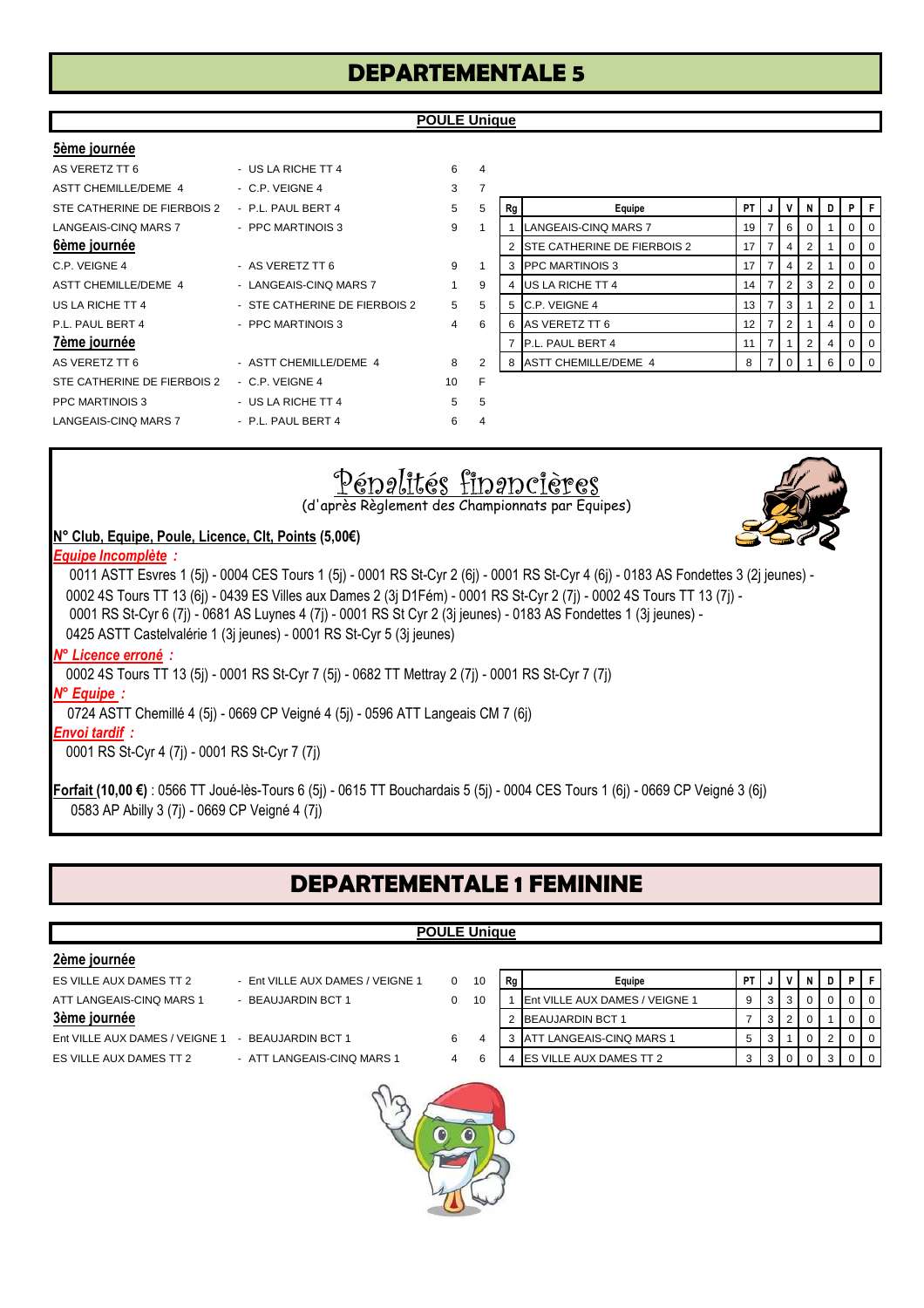# DEPARTEMENTALE 5

**POULE Unique**

**5ème journée**

| | | | |
|---|---|---|---|
| AS VERETZ TT 6 | - US LA RICHE TT 4 | 6 | 4 |
| ASTT CHEMILLE/DEME 4 | - C.P. VEIGNE 4 | 3 | 7 |
| STE CATHERINE DE FIERBOIS 2 | - P.L. PAUL BERT 4 | 5 | 5 |
| LANGEAIS-CINQ MARS 7 | - PPC MARTINOIS 3 | 9 | 1 |

**6ème journée**

| | | | |
|---|---|---|---|
| C.P. VEIGNE 4 | - AS VERETZ TT 6 | 9 | 1 |
| ASTT CHEMILLE/DEME 4 | - LANGEAIS-CINQ MARS 7 | 1 | 9 |
| US LA RICHE TT 4 | - STE CATHERINE DE FIERBOIS 2 | 5 | 5 |
| P.L. PAUL BERT 4 | - PPC MARTINOIS 3 | 4 | 6 |

**7ème journée**

| | | | |
|---|---|---|---|
| AS VERETZ TT 6 | - ASTT CHEMILLE/DEME 4 | 8 | 2 |
| STE CATHERINE DE FIERBOIS 2 | - C.P. VEIGNE 4 | 10 | F |
| PPC MARTINOIS 3 | - US LA RICHE TT 4 | 5 | 5 |
| LANGEAIS-CINQ MARS 7 | - P.L. PAUL BERT 4 | 6 | 4 |

| Rg | Equipe | PT | J | V | N | D | P | F |
|---|---|---|---|---|---|---|---|---|
| 1 | LANGEAIS-CINQ MARS 7 | 19 | 7 | 6 | 0 | 1 | 0 | 0 |
| 2 | STE CATHERINE DE FIERBOIS 2 | 17 | 7 | 4 | 2 | 1 | 0 | 0 |
| 3 | PPC MARTINOIS 3 | 17 | 7 | 4 | 2 | 1 | 0 | 0 |
| 4 | US LA RICHE TT 4 | 14 | 7 | 2 | 3 | 2 | 0 | 0 |
| 5 | C.P. VEIGNE 4 | 13 | 7 | 3 | 1 | 2 | 0 | 1 |
| 6 | AS VERETZ TT 6 | 12 | 7 | 2 | 1 | 4 | 0 | 0 |
| 7 | P.L. PAUL BERT 4 | 11 | 7 | 1 | 2 | 4 | 0 | 0 |
| 8 | ASTT CHEMILLE/DEME 4 | 8 | 7 | 0 | 1 | 6 | 0 | 0 |

## Pénalités financières

(d'après Règlement des Championnats par Equipes)

**N° Club, Equipe, Poule, Licence, Clt, Points (5,00€)**

***Equipe Incomplète :***

0011 ASTT Esvres 1 (5j) - 0004 CES Tours 1 (5j) - 0001 RS St-Cyr 2 (6j) - 0001 RS St-Cyr 4 (6j) - 0183 AS Fondettes 3 (2j jeunes) - 0002 4S Tours TT 13 (6j) - 0439 ES Villes aux Dames 2 (3j D1Fém) - 0001 RS St-Cyr 2 (7j) - 0002 4S Tours TT 13 (7j) - 0001 RS St-Cyr 6 (7j) - 0681 AS Luynes 4 (7j) - 0001 RS St Cyr 2 (3j jeunes) - 0183 AS Fondettes 1 (3j jeunes) - 0425 ASTT Castelvalérie 1 (3j jeunes) - 0001 RS St-Cyr 5 (3j jeunes)

***N° Licence erroné :***

0002 4S Tours TT 13 (5j) - 0001 RS St-Cyr 7 (5j) - 0682 TT Mettray 2 (7j) - 0001 RS St-Cyr 7 (7j)

***N° Equipe :***

0724 ASTT Chemillé 4 (5j) - 0669 CP Veigné 4 (5j) - 0596 ATT Langeais CM 7 (6j)

***Envoi tardif :***

0001 RS St-Cyr 4 (7j) - 0001 RS St-Cyr 7 (7j)

**Forfait (10,00 €)** : 0566 TT Joué-lès-Tours 6 (5j) - 0615 TT Bouchardais 5 (5j) - 0004 CES Tours 1 (6j) - 0669 CP Veigné 3 (6j) 0583 AP Abilly 3 (7j) - 0669 CP Veigné 4 (7j)

# DEPARTEMENTALE 1 FEMININE

**POULE Unique**

**2ème journée**

| | | | |
|---|---|---|---|
| ES VILLE AUX DAMES TT 2 | - Ent VILLE AUX DAMES / VEIGNE 1 | 0 | 10 |
| ATT LANGEAIS-CINQ MARS 1 | - BEAUJARDIN BCT 1 | 0 | 10 |

**3ème journée**

| | | | |
|---|---|---|---|
| Ent VILLE AUX DAMES / VEIGNE 1 | - BEAUJARDIN BCT 1 | 6 | 4 |
| ES VILLE AUX DAMES TT 2 | - ATT LANGEAIS-CINQ MARS 1 | 4 | 6 |

| Rg | Equipe | PT | J | V | N | D | P | F |
|---|---|---|---|---|---|---|---|---|
| 1 | Ent VILLE AUX DAMES / VEIGNE 1 | 9 | 3 | 3 | 0 | 0 | 0 | 0 |
| 2 | BEAUJARDIN BCT 1 | 7 | 3 | 2 | 0 | 1 | 0 | 0 |
| 3 | ATT LANGEAIS-CINQ MARS 1 | 5 | 3 | 1 | 0 | 2 | 0 | 0 |
| 4 | ES VILLE AUX DAMES TT 2 | 3 | 3 | 0 | 0 | 3 | 0 | 0 |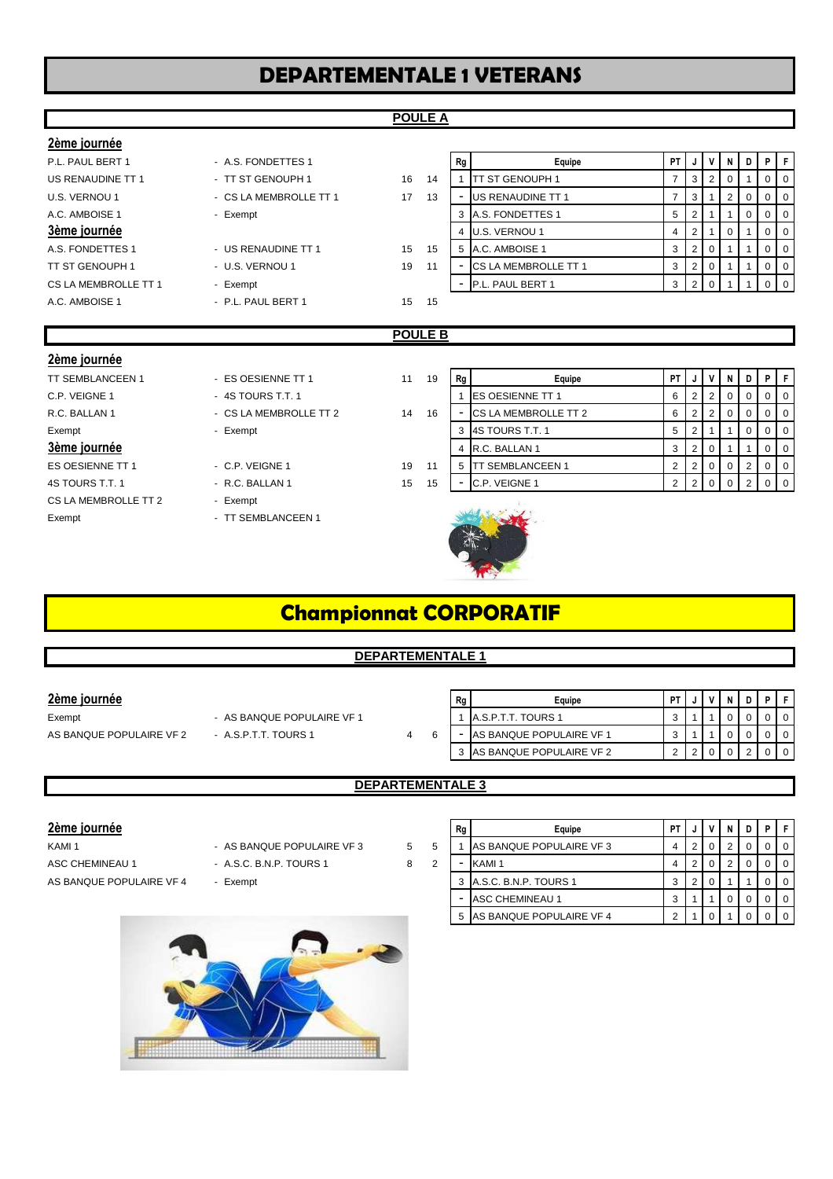# DEPARTEMENTALE 1 VETERANS

## POULE A

### 2ème journée

| | | | |
|---|---|---|---|
| P.L. PAUL BERT 1 | - A.S. FONDETTES 1 | | |
| US RENAUDINE TT 1 | - TT ST GENOUPH 1 | 16 | 14 |
| U.S. VERNOU 1 | - CS LA MEMBROLLE TT 1 | 17 | 13 |
| A.C. AMBOISE 1 | - Exempt | | |

### 3ème journée

| | | | |
|---|---|---|---|
| A.S. FONDETTES 1 | - US RENAUDINE TT 1 | 15 | 15 |
| TT ST GENOUPH 1 | - U.S. VERNOU 1 | 19 | 11 |
| CS LA MEMBROLLE TT 1 | - Exempt | | |
| A.C. AMBOISE 1 | - P.L. PAUL BERT 1 | 15 | 15 |

| Rg | Equipe | PT | J | V | N | D | P | F |
|---|---|---|---|---|---|---|---|---|
| 1 | TT ST GENOUPH 1 | 7 | 3 | 2 | 0 | 1 | 0 | 0 |
| - | US RENAUDINE TT 1 | 7 | 3 | 1 | 2 | 0 | 0 | 0 |
| 3 | A.S. FONDETTES 1 | 5 | 2 | 1 | 1 | 0 | 0 | 0 |
| 4 | U.S. VERNOU 1 | 4 | 2 | 1 | 0 | 1 | 0 | 0 |
| 5 | A.C. AMBOISE 1 | 3 | 2 | 0 | 1 | 1 | 0 | 0 |
| - | CS LA MEMBROLLE TT 1 | 3 | 2 | 0 | 1 | 1 | 0 | 0 |
| - | P.L. PAUL BERT 1 | 3 | 2 | 0 | 1 | 1 | 0 | 0 |

## POULE B

### 2ème journée

| | | | |
|---|---|---|---|
| TT SEMBLANCEEN 1 | - ES OESIENNE TT 1 | 11 | 19 |
| C.P. VEIGNE 1 | - 4S TOURS T.T. 1 | | |
| R.C. BALLAN 1 | - CS LA MEMBROLLE TT 2 | 14 | 16 |
| Exempt | - Exempt | | |

### 3ème journée

| | | | |
|---|---|---|---|
| ES OESIENNE TT 1 | - C.P. VEIGNE 1 | 19 | 11 |
| 4S TOURS T.T. 1 | - R.C. BALLAN 1 | 15 | 15 |
| CS LA MEMBROLLE TT 2 | - Exempt | | |
| Exempt | - TT SEMBLANCEEN 1 | | |

| Rg | Equipe | PT | J | V | N | D | P | F |
|---|---|---|---|---|---|---|---|---|
| 1 | ES OESIENNE TT 1 | 6 | 2 | 2 | 0 | 0 | 0 | 0 |
| - | CS LA MEMBROLLE TT 2 | 6 | 2 | 2 | 0 | 0 | 0 | 0 |
| 3 | 4S TOURS T.T. 1 | 5 | 2 | 1 | 1 | 0 | 0 | 0 |
| 4 | R.C. BALLAN 1 | 3 | 2 | 0 | 1 | 1 | 0 | 0 |
| 5 | TT SEMBLANCEEN 1 | 2 | 2 | 0 | 0 | 2 | 0 | 0 |
| - | C.P. VEIGNE 1 | 2 | 2 | 0 | 0 | 2 | 0 | 0 |

# Championnat CORPORATIF

## DEPARTEMENTALE 1

### 2ème journée

| | | | |
|---|---|---|---|
| Exempt | - AS BANQUE POPULAIRE VF 1 | | |
| AS BANQUE POPULAIRE VF 2 | - A.S.P.T.T. TOURS 1 | 4 | 6 |

| Rg | Equipe | PT | J | V | N | D | P | F |
|---|---|---|---|---|---|---|---|---|
| 1 | A.S.P.T.T. TOURS 1 | 3 | 1 | 1 | 0 | 0 | 0 | 0 |
| - | AS BANQUE POPULAIRE VF 1 | 3 | 1 | 1 | 0 | 0 | 0 | 0 |
| 3 | AS BANQUE POPULAIRE VF 2 | 2 | 2 | 0 | 0 | 2 | 0 | 0 |

## DEPARTEMENTALE 3

### 2ème journée

| | | | |
|---|---|---|---|
| KAMI 1 | - AS BANQUE POPULAIRE VF 3 | 5 | 5 |
| ASC CHEMINEAU 1 | - A.S.C. B.N.P. TOURS 1 | 8 | 2 |
| AS BANQUE POPULAIRE VF 4 | - Exempt | | |

| Rg | Equipe | PT | J | V | N | D | P | F |
|---|---|---|---|---|---|---|---|---|
| 1 | AS BANQUE POPULAIRE VF 3 | 4 | 2 | 0 | 2 | 0 | 0 | 0 |
| - | KAMI 1 | 4 | 2 | 0 | 2 | 0 | 0 | 0 |
| 3 | A.S.C. B.N.P. TOURS 1 | 3 | 2 | 0 | 1 | 1 | 0 | 0 |
| - | ASC CHEMINEAU 1 | 3 | 1 | 1 | 0 | 0 | 0 | 0 |
| 5 | AS BANQUE POPULAIRE VF 4 | 2 | 1 | 0 | 1 | 0 | 0 | 0 |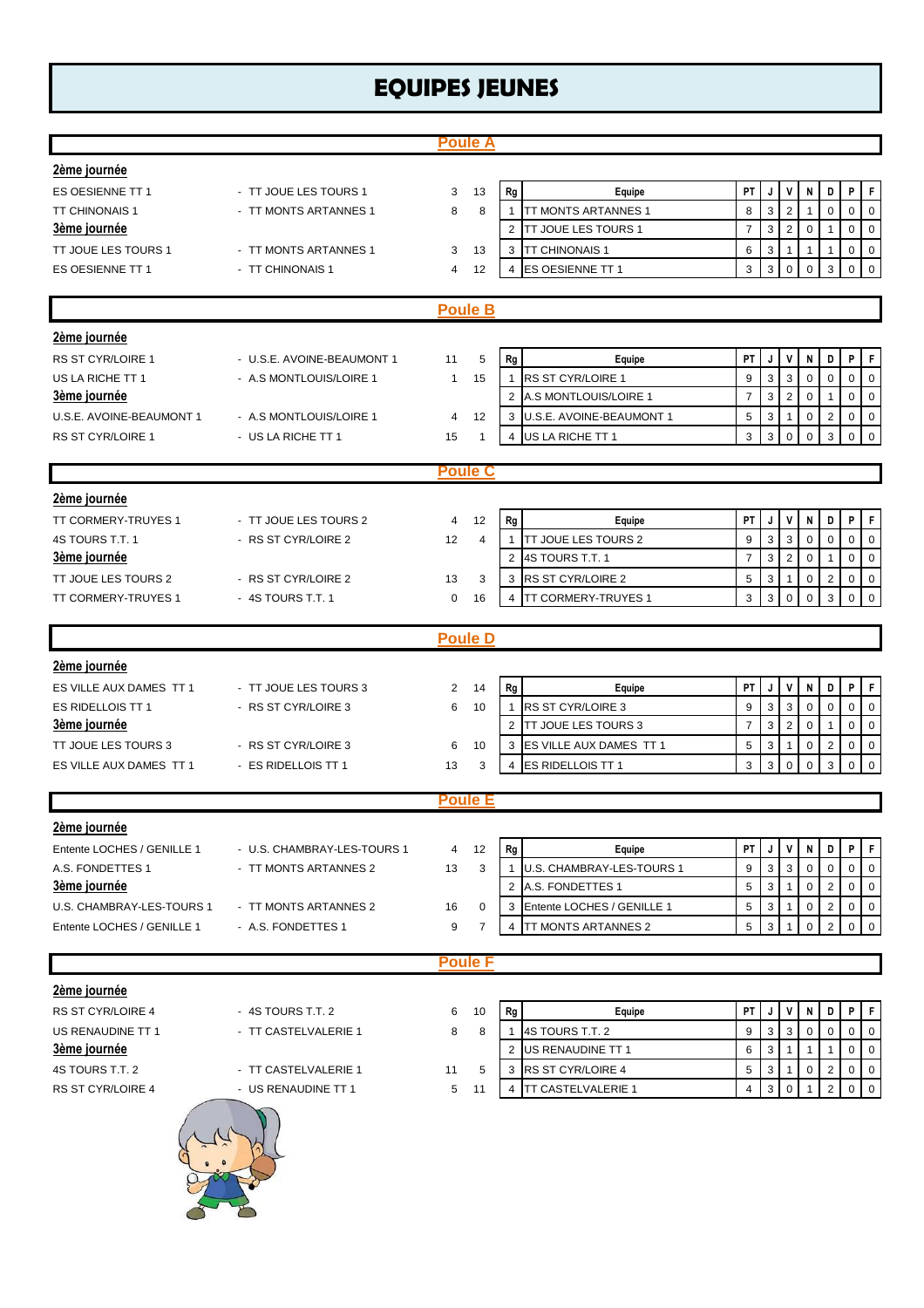# EQUIPES JEUNES

## Poule A

**2ème journée**

| | | | |
|---|---|---|---|
| ES OESIENNE TT 1 | - TT JOUE LES TOURS 1 | 3 | 13 |
| TT CHINONAIS 1 | - TT MONTS ARTANNES 1 | 8 | 8 |

**3ème journée**

| | | | |
|---|---|---|---|
| TT JOUE LES TOURS 1 | - TT MONTS ARTANNES 1 | 3 | 13 |
| ES OESIENNE TT 1 | - TT CHINONAIS 1 | 4 | 12 |

| Rg | Equipe | PT | J | V | N | D | P | F |
|---|---|---|---|---|---|---|---|---|
| 1 | TT MONTS ARTANNES 1 | 8 | 3 | 2 | 1 | 0 | 0 | 0 |
| 2 | TT JOUE LES TOURS 1 | 7 | 3 | 2 | 0 | 1 | 0 | 0 |
| 3 | TT CHINONAIS 1 | 6 | 3 | 1 | 1 | 1 | 0 | 0 |
| 4 | ES OESIENNE TT 1 | 3 | 3 | 0 | 0 | 3 | 0 | 0 |

## Poule B

**2ème journée**

| | | | |
|---|---|---|---|
| RS ST CYR/LOIRE 1 | - U.S.E. AVOINE-BEAUMONT 1 | 11 | 5 |
| US LA RICHE TT 1 | - A.S MONTLOUIS/LOIRE 1 | 1 | 15 |

**3ème journée**

| | | | |
|---|---|---|---|
| U.S.E. AVOINE-BEAUMONT 1 | - A.S MONTLOUIS/LOIRE 1 | 4 | 12 |
| RS ST CYR/LOIRE 1 | - US LA RICHE TT 1 | 15 | 1 |

| Rg | Equipe | PT | J | V | N | D | P | F |
|---|---|---|---|---|---|---|---|---|
| 1 | RS ST CYR/LOIRE 1 | 9 | 3 | 3 | 0 | 0 | 0 | 0 |
| 2 | A.S MONTLOUIS/LOIRE 1 | 7 | 3 | 2 | 0 | 1 | 0 | 0 |
| 3 | U.S.E. AVOINE-BEAUMONT 1 | 5 | 3 | 1 | 0 | 2 | 0 | 0 |
| 4 | US LA RICHE TT 1 | 3 | 3 | 0 | 0 | 3 | 0 | 0 |

## Poule C

**2ème journée**

| | | | |
|---|---|---|---|
| TT CORMERY-TRUYES 1 | - TT JOUE LES TOURS 2 | 4 | 12 |
| 4S TOURS T.T. 1 | - RS ST CYR/LOIRE 2 | 12 | 4 |

**3ème journée**

| | | | |
|---|---|---|---|
| TT JOUE LES TOURS 2 | - RS ST CYR/LOIRE 2 | 13 | 3 |
| TT CORMERY-TRUYES 1 | - 4S TOURS T.T. 1 | 0 | 16 |

| Rg | Equipe | PT | J | V | N | D | P | F |
|---|---|---|---|---|---|---|---|---|
| 1 | TT JOUE LES TOURS 2 | 9 | 3 | 3 | 0 | 0 | 0 | 0 |
| 2 | 4S TOURS T.T. 1 | 7 | 3 | 2 | 0 | 1 | 0 | 0 |
| 3 | RS ST CYR/LOIRE 2 | 5 | 3 | 1 | 0 | 2 | 0 | 0 |
| 4 | TT CORMERY-TRUYES 1 | 3 | 3 | 0 | 0 | 3 | 0 | 0 |

## Poule D

**2ème journée**

| | | | |
|---|---|---|---|
| ES VILLE AUX DAMES TT 1 | - TT JOUE LES TOURS 3 | 2 | 14 |
| ES RIDELLOIS TT 1 | - RS ST CYR/LOIRE 3 | 6 | 10 |

**3ème journée**

| | | | |
|---|---|---|---|
| TT JOUE LES TOURS 3 | - RS ST CYR/LOIRE 3 | 6 | 10 |
| ES VILLE AUX DAMES TT 1 | - ES RIDELLOIS TT 1 | 13 | 3 |

| Rg | Equipe | PT | J | V | N | D | P | F |
|---|---|---|---|---|---|---|---|---|
| 1 | RS ST CYR/LOIRE 3 | 9 | 3 | 3 | 0 | 0 | 0 | 0 |
| 2 | TT JOUE LES TOURS 3 | 7 | 3 | 2 | 0 | 1 | 0 | 0 |
| 3 | ES VILLE AUX DAMES TT 1 | 5 | 3 | 1 | 0 | 2 | 0 | 0 |
| 4 | ES RIDELLOIS TT 1 | 3 | 3 | 0 | 0 | 3 | 0 | 0 |

## Poule E

**2ème journée**

| | | | |
|---|---|---|---|
| Entente LOCHES / GENILLE 1 | - U.S. CHAMBRAY-LES-TOURS 1 | 4 | 12 |
| A.S. FONDETTES 1 | - TT MONTS ARTANNES 2 | 13 | 3 |

**3ème journée**

| | | | |
|---|---|---|---|
| U.S. CHAMBRAY-LES-TOURS 1 | - TT MONTS ARTANNES 2 | 16 | 0 |
| Entente LOCHES / GENILLE 1 | - A.S. FONDETTES 1 | 9 | 7 |

| Rg | Equipe | PT | J | V | N | D | P | F |
|---|---|---|---|---|---|---|---|---|
| 1 | U.S. CHAMBRAY-LES-TOURS 1 | 9 | 3 | 3 | 0 | 0 | 0 | 0 |
| 2 | A.S. FONDETTES 1 | 5 | 3 | 1 | 0 | 2 | 0 | 0 |
| 3 | Entente LOCHES / GENILLE 1 | 5 | 3 | 1 | 0 | 2 | 0 | 0 |
| 4 | TT MONTS ARTANNES 2 | 5 | 3 | 1 | 0 | 2 | 0 | 0 |

## Poule F

**2ème journée**

| | | | |
|---|---|---|---|
| RS ST CYR/LOIRE 4 | - 4S TOURS T.T. 2 | 6 | 10 |
| US RENAUDINE TT 1 | - TT CASTELVALERIE 1 | 8 | 8 |

**3ème journée**

| | | | |
|---|---|---|---|
| 4S TOURS T.T. 2 | - TT CASTELVALERIE 1 | 11 | 5 |
| RS ST CYR/LOIRE 4 | - US RENAUDINE TT 1 | 5 | 11 |

| Rg | Equipe | PT | J | V | N | D | P | F |
|---|---|---|---|---|---|---|---|---|
| 1 | 4S TOURS T.T. 2 | 9 | 3 | 3 | 0 | 0 | 0 | 0 |
| 2 | US RENAUDINE TT 1 | 6 | 3 | 1 | 1 | 1 | 0 | 0 |
| 3 | RS ST CYR/LOIRE 4 | 5 | 3 | 1 | 0 | 2 | 0 | 0 |
| 4 | TT CASTELVALERIE 1 | 4 | 3 | 0 | 1 | 2 | 0 | 0 |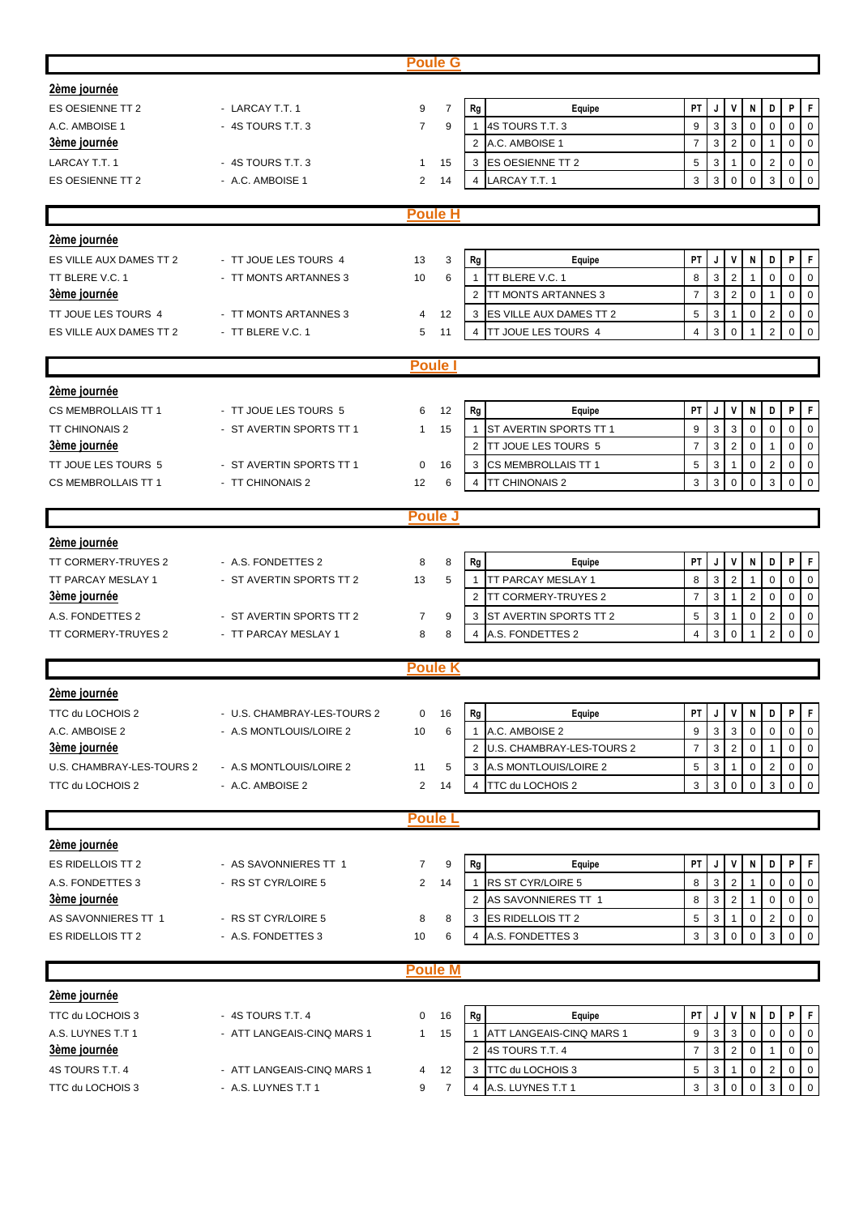## Poule G

**2ème journée**

| | | | |
|---|---|---|---|
| ES OESIENNE TT 2 | - LARCAY T.T. 1 | 9 | 7 |
| A.C. AMBOISE 1 | - 4S TOURS T.T. 3 | 7 | 9 |

**3ème journée**

| | | | |
|---|---|---|---|
| LARCAY T.T. 1 | - 4S TOURS T.T. 3 | 1 | 15 |
| ES OESIENNE TT 2 | - A.C. AMBOISE 1 | 2 | 14 |

| Rg | Equipe | PT | J | V | N | D | P | F |
|---|---|---|---|---|---|---|---|---|
| 1 | 4S TOURS T.T. 3 | 9 | 3 | 3 | 0 | 0 | 0 | 0 |
| 2 | A.C. AMBOISE 1 | 7 | 3 | 2 | 0 | 1 | 0 | 0 |
| 3 | ES OESIENNE TT 2 | 5 | 3 | 1 | 0 | 2 | 0 | 0 |
| 4 | LARCAY T.T. 1 | 3 | 3 | 0 | 0 | 3 | 0 | 0 |

## Poule H

**2ème journée**

| | | | |
|---|---|---|---|
| ES VILLE AUX DAMES TT 2 | - TT JOUE LES TOURS 4 | 13 | 3 |
| TT BLERE V.C. 1 | - TT MONTS ARTANNES 3 | 10 | 6 |

**3ème journée**

| | | | |
|---|---|---|---|
| TT JOUE LES TOURS 4 | - TT MONTS ARTANNES 3 | 4 | 12 |
| ES VILLE AUX DAMES TT 2 | - TT BLERE V.C. 1 | 5 | 11 |

| Rg | Equipe | PT | J | V | N | D | P | F |
|---|---|---|---|---|---|---|---|---|
| 1 | TT BLERE V.C. 1 | 8 | 3 | 2 | 1 | 0 | 0 | 0 |
| 2 | TT MONTS ARTANNES 3 | 7 | 3 | 2 | 0 | 1 | 0 | 0 |
| 3 | ES VILLE AUX DAMES TT 2 | 5 | 3 | 1 | 0 | 2 | 0 | 0 |
| 4 | TT JOUE LES TOURS 4 | 4 | 3 | 0 | 1 | 2 | 0 | 0 |

## Poule I

**2ème journée**

| | | | |
|---|---|---|---|
| CS MEMBROLLAIS TT 1 | - TT JOUE LES TOURS 5 | 6 | 12 |
| TT CHINONAIS 2 | - ST AVERTIN SPORTS TT 1 | 1 | 15 |

**3ème journée**

| | | | |
|---|---|---|---|
| TT JOUE LES TOURS 5 | - ST AVERTIN SPORTS TT 1 | 0 | 16 |
| CS MEMBROLLAIS TT 1 | - TT CHINONAIS 2 | 12 | 6 |

| Rg | Equipe | PT | J | V | N | D | P | F |
|---|---|---|---|---|---|---|---|---|
| 1 | ST AVERTIN SPORTS TT 1 | 9 | 3 | 3 | 0 | 0 | 0 | 0 |
| 2 | TT JOUE LES TOURS 5 | 7 | 3 | 2 | 0 | 1 | 0 | 0 |
| 3 | CS MEMBROLLAIS TT 1 | 5 | 3 | 1 | 0 | 2 | 0 | 0 |
| 4 | TT CHINONAIS 2 | 3 | 3 | 0 | 0 | 3 | 0 | 0 |

## Poule J

**2ème journée**

| | | | |
|---|---|---|---|
| TT CORMERY-TRUYES 2 | - A.S. FONDETTES 2 | 8 | 8 |
| TT PARCAY MESLAY 1 | - ST AVERTIN SPORTS TT 2 | 13 | 5 |

**3ème journée**

| | | | |
|---|---|---|---|
| A.S. FONDETTES 2 | - ST AVERTIN SPORTS TT 2 | 7 | 9 |
| TT CORMERY-TRUYES 2 | - TT PARCAY MESLAY 1 | 8 | 8 |

| Rg | Equipe | PT | J | V | N | D | P | F |
|---|---|---|---|---|---|---|---|---|
| 1 | TT PARCAY MESLAY 1 | 8 | 3 | 2 | 1 | 0 | 0 | 0 |
| 2 | TT CORMERY-TRUYES 2 | 7 | 3 | 1 | 2 | 0 | 0 | 0 |
| 3 | ST AVERTIN SPORTS TT 2 | 5 | 3 | 1 | 0 | 2 | 0 | 0 |
| 4 | A.S. FONDETTES 2 | 4 | 3 | 0 | 1 | 2 | 0 | 0 |

## Poule K

**2ème journée**

| | | | |
|---|---|---|---|
| TTC du LOCHOIS 2 | - U.S. CHAMBRAY-LES-TOURS 2 | 0 | 16 |
| A.C. AMBOISE 2 | - A.S MONTLOUIS/LOIRE 2 | 10 | 6 |

**3ème journée**

| | | | |
|---|---|---|---|
| U.S. CHAMBRAY-LES-TOURS 2 | - A.S MONTLOUIS/LOIRE 2 | 11 | 5 |
| TTC du LOCHOIS 2 | - A.C. AMBOISE 2 | 2 | 14 |

| Rg | Equipe | PT | J | V | N | D | P | F |
|---|---|---|---|---|---|---|---|---|
| 1 | A.C. AMBOISE 2 | 9 | 3 | 3 | 0 | 0 | 0 | 0 |
| 2 | U.S. CHAMBRAY-LES-TOURS 2 | 7 | 3 | 2 | 0 | 1 | 0 | 0 |
| 3 | A.S MONTLOUIS/LOIRE 2 | 5 | 3 | 1 | 0 | 2 | 0 | 0 |
| 4 | TTC du LOCHOIS 2 | 3 | 3 | 0 | 0 | 3 | 0 | 0 |

## Poule L

**2ème journée**

| | | | |
|---|---|---|---|
| ES RIDELLOIS TT 2 | - AS SAVONNIERES TT 1 | 7 | 9 |
| A.S. FONDETTES 3 | - RS ST CYR/LOIRE 5 | 2 | 14 |

**3ème journée**

| | | | |
|---|---|---|---|
| AS SAVONNIERES TT 1 | - RS ST CYR/LOIRE 5 | 8 | 8 |
| ES RIDELLOIS TT 2 | - A.S. FONDETTES 3 | 10 | 6 |

| Rg | Equipe | PT | J | V | N | D | P | F |
|---|---|---|---|---|---|---|---|---|
| 1 | RS ST CYR/LOIRE 5 | 8 | 3 | 2 | 1 | 0 | 0 | 0 |
| 2 | AS SAVONNIERES TT 1 | 8 | 3 | 2 | 1 | 0 | 0 | 0 |
| 3 | ES RIDELLOIS TT 2 | 5 | 3 | 1 | 0 | 2 | 0 | 0 |
| 4 | A.S. FONDETTES 3 | 3 | 3 | 0 | 0 | 3 | 0 | 0 |

## Poule M

**2ème journée**

| | | | |
|---|---|---|---|
| TTC du LOCHOIS 3 | - 4S TOURS T.T. 4 | 0 | 16 |
| A.S. LUYNES T.T 1 | - ATT LANGEAIS-CINQ MARS 1 | 1 | 15 |

**3ème journée**

| | | | |
|---|---|---|---|
| 4S TOURS T.T. 4 | - ATT LANGEAIS-CINQ MARS 1 | 4 | 12 |
| TTC du LOCHOIS 3 | - A.S. LUYNES T.T 1 | 9 | 7 |

| Rg | Equipe | PT | J | V | N | D | P | F |
|---|---|---|---|---|---|---|---|---|
| 1 | ATT LANGEAIS-CINQ MARS 1 | 9 | 3 | 3 | 0 | 0 | 0 | 0 |
| 2 | 4S TOURS T.T. 4 | 7 | 3 | 2 | 0 | 1 | 0 | 0 |
| 3 | TTC du LOCHOIS 3 | 5 | 3 | 1 | 0 | 2 | 0 | 0 |
| 4 | A.S. LUYNES T.T 1 | 3 | 3 | 0 | 0 | 3 | 0 | 0 |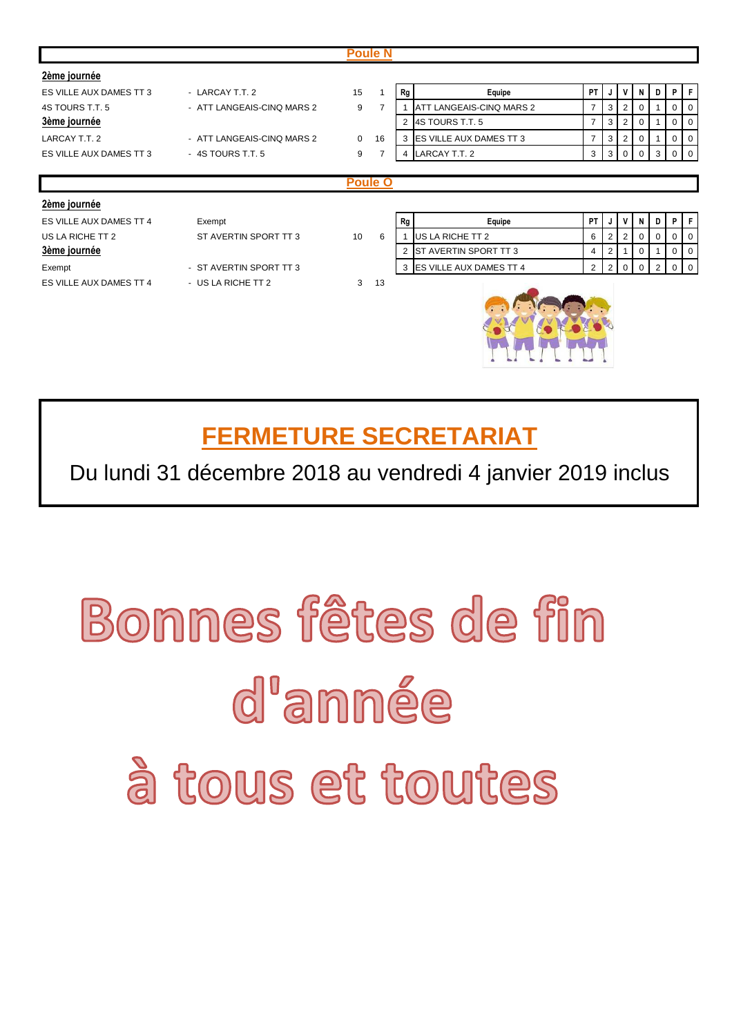## Poule N

**2ème journée**

| | | | |
|---|---|---|---|
| ES VILLE AUX DAMES TT 3 | - LARCAY T.T. 2 | 15 | 1 |
| 4S TOURS T.T. 5 | - ATT LANGEAIS-CINQ MARS 2 | 9 | 7 |

**3ème journée**

| | | | |
|---|---|---|---|
| LARCAY T.T. 2 | - ATT LANGEAIS-CINQ MARS 2 | 0 | 16 |
| ES VILLE AUX DAMES TT 3 | - 4S TOURS T.T. 5 | 9 | 7 |

| Rg | Equipe | PT | J | V | N | D | P | F |
|---|---|---|---|---|---|---|---|---|
| 1 | ATT LANGEAIS-CINQ MARS 2 | 7 | 3 | 2 | 0 | 1 | 0 | 0 |
| 2 | 4S TOURS T.T. 5 | 7 | 3 | 2 | 0 | 1 | 0 | 0 |
| 3 | ES VILLE AUX DAMES TT 3 | 7 | 3 | 2 | 0 | 1 | 0 | 0 |
| 4 | LARCAY T.T. 2 | 3 | 3 | 0 | 0 | 3 | 0 | 0 |

## Poule O

**2ème journée**

| | | | |
|---|---|---|---|
| ES VILLE AUX DAMES TT 4 | Exempt | | |
| US LA RICHE TT 2 | ST AVERTIN SPORT TT 3 | 10 | 6 |

**3ème journée**

| | | | |
|---|---|---|---|
| Exempt | - ST AVERTIN SPORT TT 3 | | |
| ES VILLE AUX DAMES TT 4 | - US LA RICHE TT 2 | 3 | 13 |

| Rg | Equipe | PT | J | V | N | D | P | F |
|---|---|---|---|---|---|---|---|---|
| 1 | US LA RICHE TT 2 | 6 | 2 | 2 | 0 | 0 | 0 | 0 |
| 2 | ST AVERTIN SPORT TT 3 | 4 | 2 | 1 | 0 | 1 | 0 | 0 |
| 3 | ES VILLE AUX DAMES TT 4 | 2 | 2 | 0 | 0 | 2 | 0 | 0 |

## FERMETURE SECRETARIAT

Du lundi 31 décembre 2018 au vendredi 4 janvier 2019 inclus

# Bonnes fêtes de fin d'année à tous et toutes